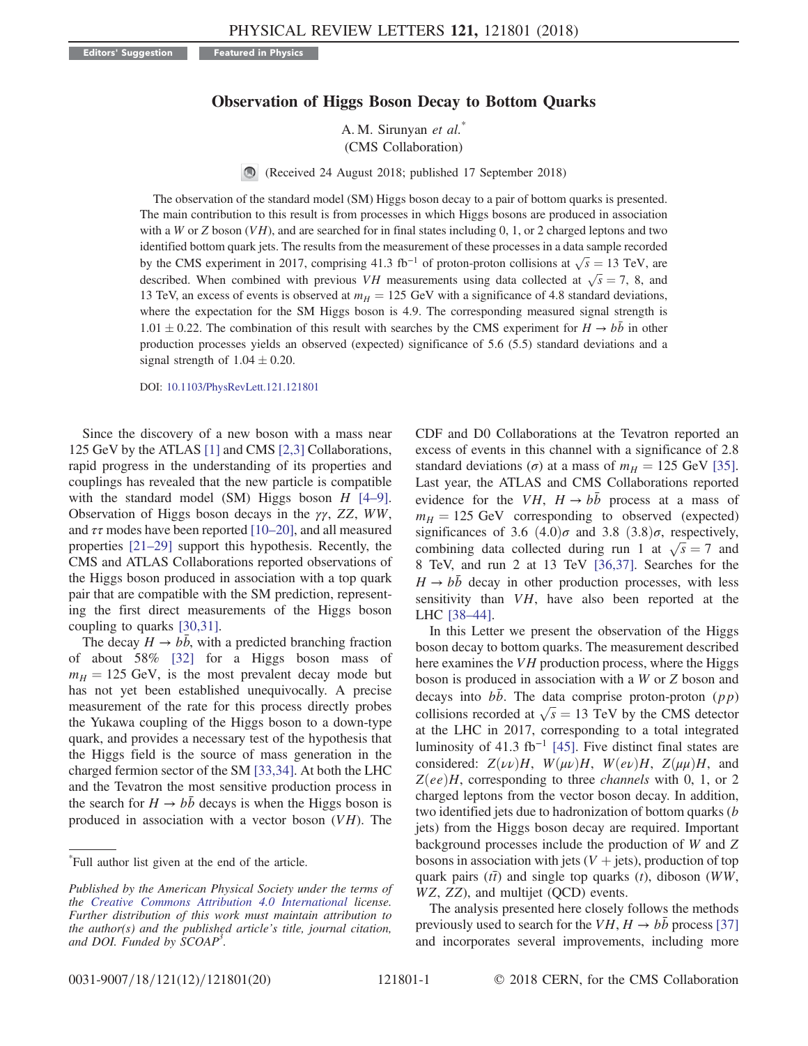Editors' Suggestion | Featured in Physics

# Observation of Higgs Boson Decay to Bottom Quarks

A. M. Sirunyan *et al.*\*

(CMS Collaboration)

(Received 24 August 2018; published 17 September 2018)

The observation of the standard model (SM) Higgs boson decay to a pair of bottom quarks is presented. The main contribution to this result is from processes in which Higgs bosons are produced in association with a $W$ or $Z$ boson ($VH$), and are searched for in final states including 0, 1, or 2 charged leptons and two identified bottom quark jets. The results from the measurement of these processes in a data sample recorded by the CMS experiment in 2017, comprising 41.3 $\mathrm{fb}^{-1}$ of proton-proton collisions at $\sqrt{s} = 13$ TeV, are described. When combined with previous $VH$ measurements using data collected at $\sqrt{s} = 7$, 8, and 13 TeV, an excess of events is observed at $m_H = 125$ GeV with a significance of 4.8 standard deviations, where the expectation for the SM Higgs boson is 4.9. The corresponding measured signal strength is $1.01 \pm 0.22$. The combination of this result with searches by the CMS experiment for $H \to b\bar{b}$ in other production processes yields an observed (expected) significance of 5.6 (5.5) standard deviations and a signal strength of $1.04 \pm 0.20$.

DOI: 10.1103/PhysRevLett.121.121801

Since the discovery of a new boson with a mass near 125 GeV by the ATLAS [1] and CMS [2,3] Collaborations, rapid progress in the understanding of its properties and couplings has revealed that the new particle is compatible with the standard model (SM) Higgs boson $H$ [4–9]. Observation of Higgs boson decays in the $\gamma\gamma$, $ZZ$, $WW$, and $\tau\tau$ modes have been reported [10–20], and all measured properties [21–29] support this hypothesis. Recently, the CMS and ATLAS Collaborations reported observations of the Higgs boson produced in association with a top quark pair that are compatible with the SM prediction, representing the first direct measurements of the Higgs boson coupling to quarks [30,31].

The decay $H \to b\bar{b}$, with a predicted branching fraction of about 58% [32] for a Higgs boson mass of $m_H = 125$ GeV, is the most prevalent decay mode but has not yet been established unequivocally. A precise measurement of the rate for this process directly probes the Yukawa coupling of the Higgs boson to a down-type quark, and provides a necessary test of the hypothesis that the Higgs field is the source of mass generation in the charged fermion sector of the SM [33,34]. At both the LHC and the Tevatron the most sensitive production process in the search for $H \to b\bar{b}$ decays is when the Higgs boson is produced in association with a vector boson ($VH$). The CDF and D0 Collaborations at the Tevatron reported an excess of events in this channel with a significance of 2.8 standard deviations ($\sigma$) at a mass of $m_H = 125$ GeV [35]. Last year, the ATLAS and CMS Collaborations reported evidence for the $VH$, $H \to b\bar{b}$ process at a mass of $m_H = 125$ GeV corresponding to observed (expected) significances of 3.6 (4.0)$\sigma$ and 3.8 (3.8)$\sigma$, respectively, combining data collected during run 1 at $\sqrt{s} = 7$ and 8 TeV, and run 2 at 13 TeV [36,37]. Searches for the $H \to b\bar{b}$ decay in other production processes, with less sensitivity than $VH$, have also been reported at the LHC [38–44].

In this Letter we present the observation of the Higgs boson decay to bottom quarks. The measurement described here examines the $VH$ production process, where the Higgs boson is produced in association with a $W$ or $Z$ boson and decays into $b\bar{b}$. The data comprise proton-proton ($pp$) collisions recorded at $\sqrt{s} = 13$ TeV by the CMS detector at the LHC in 2017, corresponding to a total integrated luminosity of 41.3 $\mathrm{fb}^{-1}$ [45]. Five distinct final states are considered: $Z(\nu\nu)H$, $W(\mu\nu)H$, $W(e\nu)H$, $Z(\mu\mu)H$, and $Z(ee)H$, corresponding to three *channels* with 0, 1, or 2 charged leptons from the vector boson decay. In addition, two identified jets due to hadronization of bottom quarks ($b$ jets) from the Higgs boson decay are required. Important background processes include the production of $W$ and $Z$ bosons in association with jets ($V$ + jets), production of top quark pairs ($t\bar{t}$) and single top quarks ($t$), diboson ($WW$, $WZ$, $ZZ$), and multijet (QCD) events.

The analysis presented here closely follows the methods previously used to search for the $VH$, $H \to b\bar{b}$ process [37] and incorporates several improvements, including more

\*Full author list given at the end of the article.

*Published by the American Physical Society under the terms of the Creative Commons Attribution 4.0 International license. Further distribution of this work must maintain attribution to the author(s) and the published article's title, journal citation, and DOI. Funded by SCOAP[3].*

0031-9007/18/121(12)/121801(20) © 2018 CERN, for the CMS Collaboration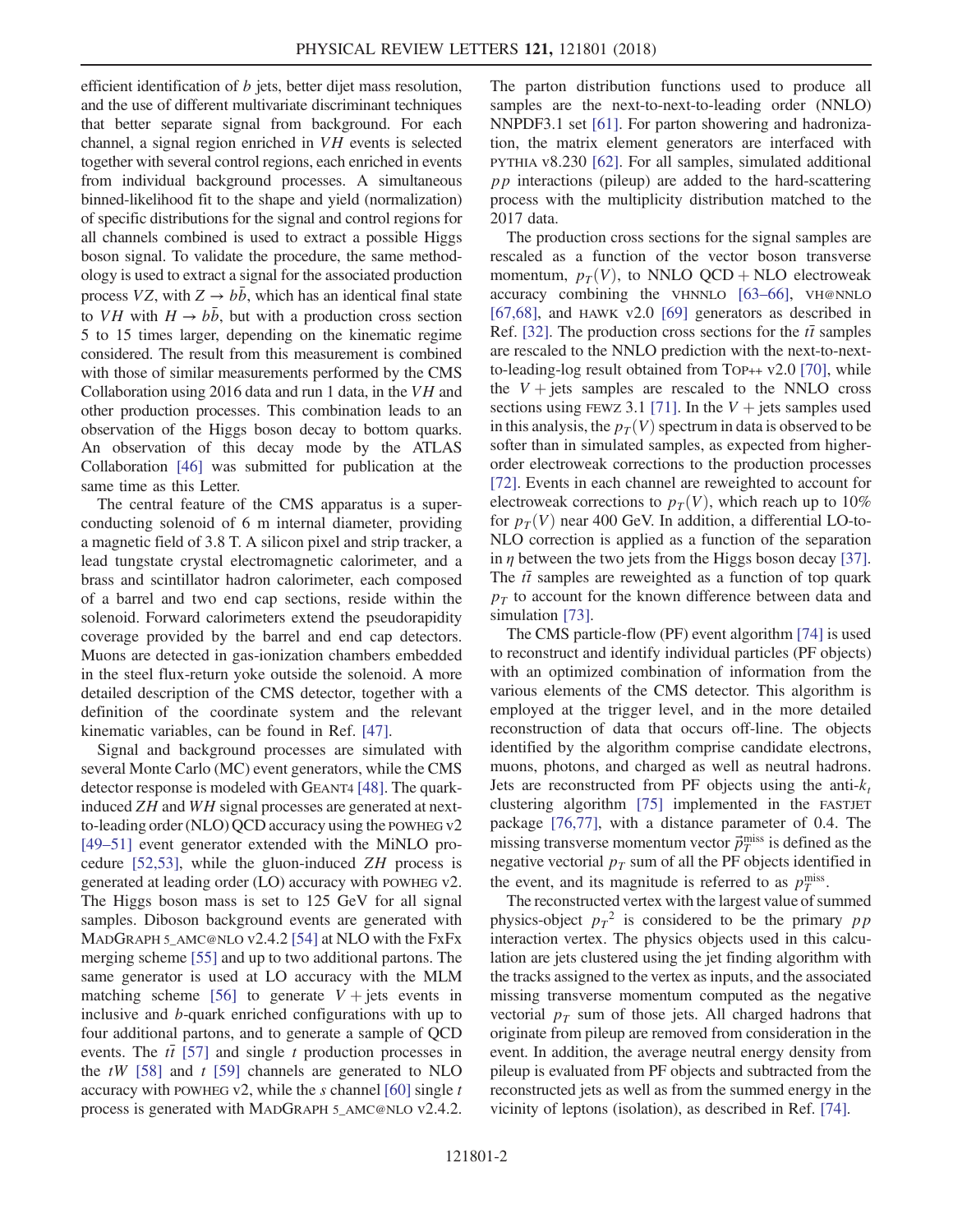efficient identification of $b$ jets, better dijet mass resolution, and the use of different multivariate discriminant techniques that better separate signal from background. For each channel, a signal region enriched in $VH$ events is selected together with several control regions, each enriched in events from individual background processes. A simultaneous binned-likelihood fit to the shape and yield (normalization) of specific distributions for the signal and control regions for all channels combined is used to extract a possible Higgs boson signal. To validate the procedure, the same methodology is used to extract a signal for the associated production process $VZ$, with $Z \to b\bar{b}$, which has an identical final state to $VH$ with $H \to b\bar{b}$, but with a production cross section 5 to 15 times larger, depending on the kinematic regime considered. The result from this measurement is combined with those of similar measurements performed by the CMS Collaboration using 2016 data and run 1 data, in the $VH$ and other production processes. This combination leads to an observation of the Higgs boson decay to bottom quarks. An observation of this decay mode by the ATLAS Collaboration [46] was submitted for publication at the same time as this Letter.

The central feature of the CMS apparatus is a superconducting solenoid of 6 m internal diameter, providing a magnetic field of 3.8 T. A silicon pixel and strip tracker, a lead tungstate crystal electromagnetic calorimeter, and a brass and scintillator hadron calorimeter, each composed of a barrel and two end cap sections, reside within the solenoid. Forward calorimeters extend the pseudorapidity coverage provided by the barrel and end cap detectors. Muons are detected in gas-ionization chambers embedded in the steel flux-return yoke outside the solenoid. A more detailed description of the CMS detector, together with a definition of the coordinate system and the relevant kinematic variables, can be found in Ref. [47].

Signal and background processes are simulated with several Monte Carlo (MC) event generators, while the CMS detector response is modeled with GEANT4 [48]. The quark-induced $ZH$ and $WH$ signal processes are generated at next-to-leading order (NLO) QCD accuracy using the POWHEG v2 [49–51] event generator extended with the MiNLO procedure [52,53], while the gluon-induced $ZH$ process is generated at leading order (LO) accuracy with POWHEG v2. The Higgs boson mass is set to 125 GeV for all signal samples. Diboson background events are generated with MADGRAPH 5_AMC@NLO v2.4.2 [54] at NLO with the FxFx merging scheme [55] and up to two additional partons. The same generator is used at LO accuracy with the MLM matching scheme [56] to generate $V+$jets events in inclusive and $b$-quark enriched configurations with up to four additional partons, and to generate a sample of QCD events. The $t\bar{t}$ [57] and single $t$ production processes in the $tW$ [58] and $t$ [59] channels are generated to NLO accuracy with POWHEG v2, while the $s$ channel [60] single $t$ process is generated with MADGRAPH 5_AMC@NLO v2.4.2. The parton distribution functions used to produce all samples are the next-to-next-to-leading order (NNLO) NNPDF3.1 set [61]. For parton showering and hadronization, the matrix element generators are interfaced with PYTHIA v8.230 [62]. For all samples, simulated additional $pp$ interactions (pileup) are added to the hard-scattering process with the multiplicity distribution matched to the 2017 data.

The production cross sections for the signal samples are rescaled as a function of the vector boson transverse momentum, $p_T(V)$, to NNLO QCD + NLO electroweak accuracy combining the VHNNLO [63–66], VH@NNLO [67,68], and HAWK v2.0 [69] generators as described in Ref. [32]. The production cross sections for the $t\bar{t}$ samples are rescaled to the NNLO prediction with the next-to-next-to-leading-log result obtained from TOP++ v2.0 [70], while the $V+$jets samples are rescaled to the NNLO cross sections using FEWZ 3.1 [71]. In the $V+$jets samples used in this analysis, the $p_T(V)$ spectrum in data is observed to be softer than in simulated samples, as expected from higher-order electroweak corrections to the production processes [72]. Events in each channel are reweighted to account for electroweak corrections to $p_T(V)$, which reach up to 10% for $p_T(V)$ near 400 GeV. In addition, a differential LO-to-NLO correction is applied as a function of the separation in $\eta$ between the two jets from the Higgs boson decay [37]. The $t\bar{t}$ samples are reweighted as a function of top quark $p_T$ to account for the known difference between data and simulation [73].

The CMS particle-flow (PF) event algorithm [74] is used to reconstruct and identify individual particles (PF objects) with an optimized combination of information from the various elements of the CMS detector. This algorithm is employed at the trigger level, and in the more detailed reconstruction of data that occurs off-line. The objects identified by the algorithm comprise candidate electrons, muons, photons, and charged as well as neutral hadrons. Jets are reconstructed from PF objects using the anti-$k_t$ clustering algorithm [75] implemented in the FASTJET package [76,77], with a distance parameter of 0.4. The missing transverse momentum vector $\vec{p}_T^{\,\text{miss}}$ is defined as the negative vectorial $p_T$ sum of all the PF objects identified in the event, and its magnitude is referred to as $p_T^{\text{miss}}$.

The reconstructed vertex with the largest value of summed physics-object ${p_T}^2$ is considered to be the primary $pp$ interaction vertex. The physics objects used in this calculation are jets clustered using the jet finding algorithm with the tracks assigned to the vertex as inputs, and the associated missing transverse momentum computed as the negative vectorial $p_T$ sum of those jets. All charged hadrons that originate from pileup are removed from consideration in the event. In addition, the average neutral energy density from pileup is evaluated from PF objects and subtracted from the reconstructed jets as well as from the summed energy in the vicinity of leptons (isolation), as described in Ref. [74].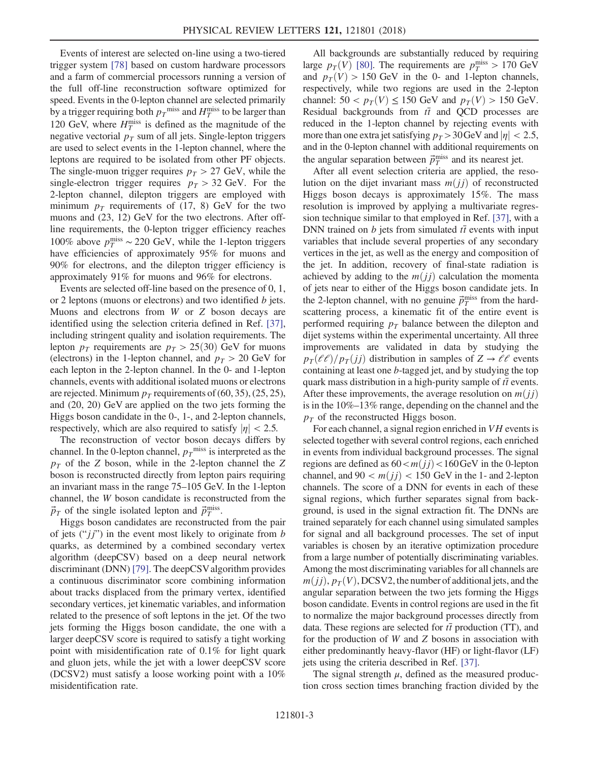Events of interest are selected on-line using a two-tiered trigger system [78] based on custom hardware processors and a farm of commercial processors running a version of the full off-line reconstruction software optimized for speed. Events in the 0-lepton channel are selected primarily by a trigger requiring both $p_T^{\text{miss}}$ and $H_T^{\text{miss}}$ to be larger than 120 GeV, where $H_T^{\text{miss}}$ is defined as the magnitude of the negative vectorial $p_T$ sum of all jets. Single-lepton triggers are used to select events in the 1-lepton channel, where the leptons are required to be isolated from other PF objects. The single-muon trigger requires $p_T > 27$ GeV, while the single-electron trigger requires $p_T > 32$ GeV. For the 2-lepton channel, dilepton triggers are employed with minimum $p_T$ requirements of (17, 8) GeV for the two muons and (23, 12) GeV for the two electrons. After off-line requirements, the 0-lepton trigger efficiency reaches 100% above $p_T^{\text{miss}} \sim 220$ GeV, while the 1-lepton triggers have efficiencies of approximately 95% for muons and 90% for electrons, and the dilepton trigger efficiency is approximately 91% for muons and 96% for electrons.

Events are selected off-line based on the presence of 0, 1, or 2 leptons (muons or electrons) and two identified $b$ jets. Muons and electrons from $W$ or $Z$ boson decays are identified using the selection criteria defined in Ref. [37], including stringent quality and isolation requirements. The lepton $p_T$ requirements are $p_T > 25(30)$ GeV for muons (electrons) in the 1-lepton channel, and $p_T > 20$ GeV for each lepton in the 2-lepton channel. In the 0- and 1-lepton channels, events with additional isolated muons or electrons are rejected. Minimum $p_T$ requirements of (60, 35), (25, 25), and (20, 20) GeV are applied on the two jets forming the Higgs boson candidate in the 0-, 1-, and 2-lepton channels, respectively, which are also required to satisfy $|\eta| < 2.5$.

The reconstruction of vector boson decays differs by channel. In the 0-lepton channel, $p_T^{\text{miss}}$ is interpreted as the $p_T$ of the $Z$ boson, while in the 2-lepton channel the $Z$ boson is reconstructed directly from lepton pairs requiring an invariant mass in the range 75–105 GeV. In the 1-lepton channel, the $W$ boson candidate is reconstructed from the $\vec{p}_T$ of the single isolated lepton and $\vec{p}_T^{\text{miss}}$.

Higgs boson candidates are reconstructed from the pair of jets ("$jj$") in the event most likely to originate from $b$ quarks, as determined by a combined secondary vertex algorithm (deepCSV) based on a deep neural network discriminant (DNN) [79]. The deepCSV algorithm provides a continuous discriminator score combining information about tracks displaced from the primary vertex, identified secondary vertices, jet kinematic variables, and information related to the presence of soft leptons in the jet. Of the two jets forming the Higgs boson candidate, the one with a larger deepCSV score is required to satisfy a tight working point with misidentification rate of 0.1% for light quark and gluon jets, while the jet with a lower deepCSV score (DCSV2) must satisfy a loose working point with a 10% misidentification rate.

All backgrounds are substantially reduced by requiring large $p_T(V)$ [80]. The requirements are $p_T^{\text{miss}} > 170$ GeV and $p_T(V) > 150$ GeV in the 0- and 1-lepton channels, respectively, while two regions are used in the 2-lepton channel: $50 < p_T(V) \leq 150$ GeV and $p_T(V) > 150$ GeV. Residual backgrounds from $t\bar{t}$ and QCD processes are reduced in the 1-lepton channel by rejecting events with more than one extra jet satisfying $p_T > 30$ GeV and $|\eta| < 2.5$, and in the 0-lepton channel with additional requirements on the angular separation between $\vec{p}_T^{\text{miss}}$ and its nearest jet.

After all event selection criteria are applied, the resolution on the dijet invariant mass $m(jj)$ of reconstructed Higgs boson decays is approximately 15%. The mass resolution is improved by applying a multivariate regression technique similar to that employed in Ref. [37], with a DNN trained on $b$ jets from simulated $t\bar{t}$ events with input variables that include several properties of any secondary vertices in the jet, as well as the energy and composition of the jet. In addition, recovery of final-state radiation is achieved by adding to the $m(jj)$ calculation the momenta of jets near to either of the Higgs boson candidate jets. In the 2-lepton channel, with no genuine $\vec{p}_T^{\text{miss}}$ from the hard-scattering process, a kinematic fit of the entire event is performed requiring $p_T$ balance between the dilepton and dijet systems within the experimental uncertainty. All three improvements are validated in data by studying the $p_T(\ell\ell)/p_T(jj)$ distribution in samples of $Z \to \ell\ell$ events containing at least one $b$-tagged jet, and by studying the top quark mass distribution in a high-purity sample of $t\bar{t}$ events. After these improvements, the average resolution on $m(jj)$ is in the 10%–13% range, depending on the channel and the $p_T$ of the reconstructed Higgs boson.

For each channel, a signal region enriched in $VH$ events is selected together with several control regions, each enriched in events from individual background processes. The signal regions are defined as $60 < m(jj) < 160$ GeV in the 0-lepton channel, and $90 < m(jj) < 150$ GeV in the 1- and 2-lepton channels. The score of a DNN for events in each of these signal regions, which further separates signal from background, is used in the signal extraction fit. The DNNs are trained separately for each channel using simulated samples for signal and all background processes. The set of input variables is chosen by an iterative optimization procedure from a large number of potentially discriminating variables. Among the most discriminating variables for all channels are $m(jj)$, $p_T(V)$, DCSV2, the number of additional jets, and the angular separation between the two jets forming the Higgs boson candidate. Events in control regions are used in the fit to normalize the major background processes directly from data. These regions are selected for $t\bar{t}$ production (TT), and for the production of $W$ and $Z$ bosons in association with either predominantly heavy-flavor (HF) or light-flavor (LF) jets using the criteria described in Ref. [37].

The signal strength $\mu$, defined as the measured production cross section times branching fraction divided by the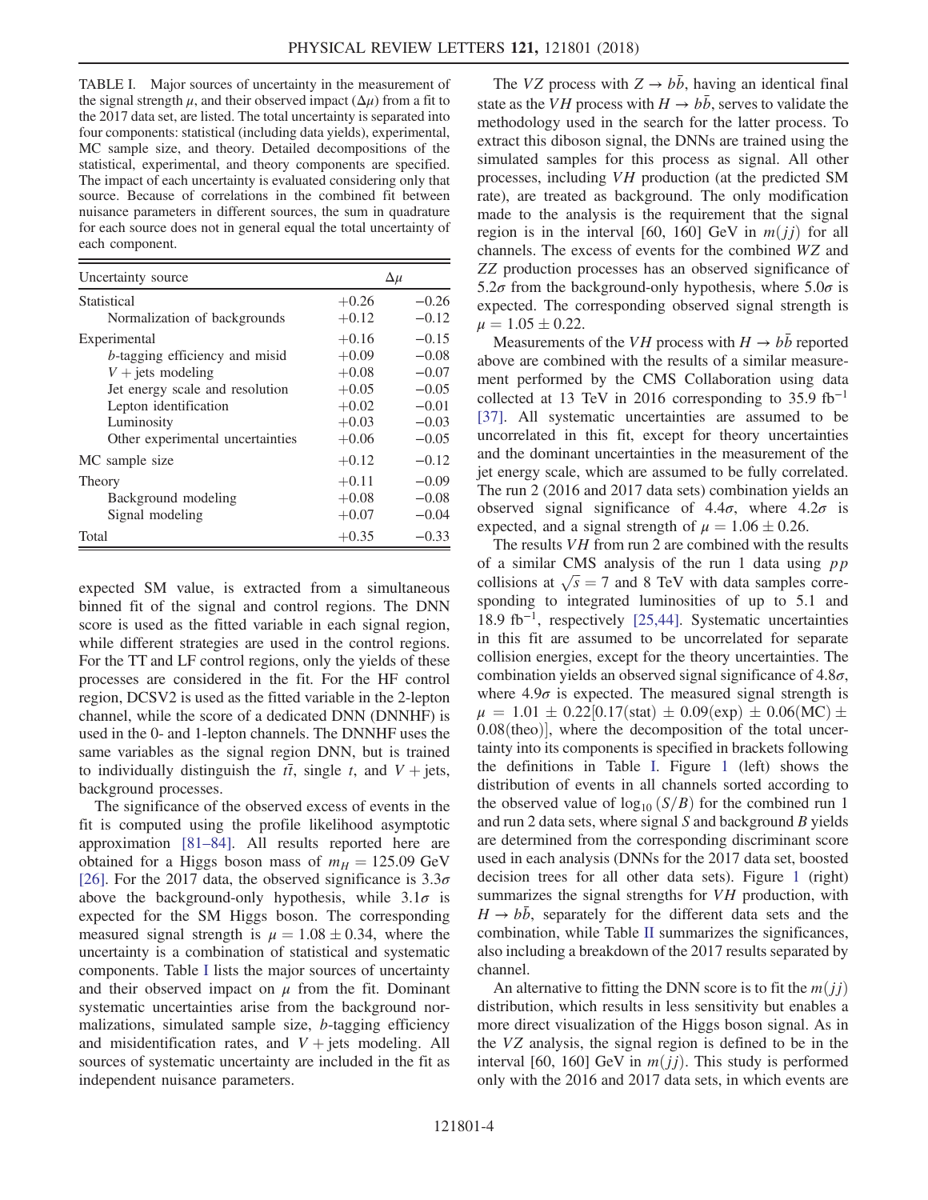TABLE I. Major sources of uncertainty in the measurement of the signal strength $\mu$, and their observed impact ($\Delta\mu$) from a fit to the 2017 data set, are listed. The total uncertainty is separated into four components: statistical (including data yields), experimental, MC sample size, and theory. Detailed decompositions of the statistical, experimental, and theory components are specified. The impact of each uncertainty is evaluated considering only that source. Because of correlations in the combined fit between nuisance parameters in different sources, the sum in quadrature for each source does not in general equal the total uncertainty of each component.

| Uncertainty source | $\Delta\mu$ | |
|---|---|---|
| Statistical | +0.26 | −0.26 |
| Normalization of backgrounds | +0.12 | −0.12 |
| Experimental | +0.16 | −0.15 |
| $b$-tagging efficiency and misid | +0.09 | −0.08 |
| $V+$jets modeling | +0.08 | −0.07 |
| Jet energy scale and resolution | +0.05 | −0.05 |
| Lepton identification | +0.02 | −0.01 |
| Luminosity | +0.03 | −0.03 |
| Other experimental uncertainties | +0.06 | −0.05 |
| MC sample size | +0.12 | −0.12 |
| Theory | +0.11 | −0.09 |
| Background modeling | +0.08 | −0.08 |
| Signal modeling | +0.07 | −0.04 |
| Total | +0.35 | −0.33 |

expected SM value, is extracted from a simultaneous binned fit of the signal and control regions. The DNN score is used as the fitted variable in each signal region, while different strategies are used in the control regions. For the TT and LF control regions, only the yields of these processes are considered in the fit. For the HF control region, DCSV2 is used as the fitted variable in the 2-lepton channel, while the score of a dedicated DNN (DNNHF) is used in the 0- and 1-lepton channels. The DNNHF uses the same variables as the signal region DNN, but is trained to individually distinguish the $t\bar{t}$, single $t$, and $V+$jets, background processes.

The significance of the observed excess of events in the fit is computed using the profile likelihood asymptotic approximation [81–84]. All results reported here are obtained for a Higgs boson mass of $m_H = 125.09$ GeV [26]. For the 2017 data, the observed significance is $3.3\sigma$ above the background-only hypothesis, while $3.1\sigma$ is expected for the SM Higgs boson. The corresponding measured signal strength is $\mu = 1.08 \pm 0.34$, where the uncertainty is a combination of statistical and systematic components. Table I lists the major sources of uncertainty and their observed impact on $\mu$ from the fit. Dominant systematic uncertainties arise from the background normalizations, simulated sample size, $b$-tagging efficiency and misidentification rates, and $V+$jets modeling. All sources of systematic uncertainty are included in the fit as independent nuisance parameters.

The $VZ$ process with $Z \to b\bar{b}$, having an identical final state as the $VH$ process with $H \to b\bar{b}$, serves to validate the methodology used in the search for the latter process. To extract this diboson signal, the DNNs are trained using the simulated samples for this process as signal. All other processes, including $VH$ production (at the predicted SM rate), are treated as background. The only modification made to the analysis is the requirement that the signal region is in the interval [60, 160] GeV in $m(jj)$ for all channels. The excess of events for the combined $WZ$ and $ZZ$ production processes has an observed significance of $5.2\sigma$ from the background-only hypothesis, where $5.0\sigma$ is expected. The corresponding observed signal strength is $\mu = 1.05 \pm 0.22$.

Measurements of the $VH$ process with $H \to b\bar{b}$ reported above are combined with the results of a similar measurement performed by the CMS Collaboration using data collected at 13 TeV in 2016 corresponding to 35.9 fb$^{-1}$ [37]. All systematic uncertainties are assumed to be uncorrelated in this fit, except for theory uncertainties and the dominant uncertainties in the measurement of the jet energy scale, which are assumed to be fully correlated. The run 2 (2016 and 2017 data sets) combination yields an observed signal significance of $4.4\sigma$, where $4.2\sigma$ is expected, and a signal strength of $\mu = 1.06 \pm 0.26$.

The results $VH$ from run 2 are combined with the results of a similar CMS analysis of the run 1 data using $pp$ collisions at $\sqrt{s} = 7$ and 8 TeV with data samples corresponding to integrated luminosities of up to 5.1 and 18.9 fb$^{-1}$, respectively [25,44]. Systematic uncertainties in this fit are assumed to be uncorrelated for separate collision energies, except for the theory uncertainties. The combination yields an observed signal significance of $4.8\sigma$, where $4.9\sigma$ is expected. The measured signal strength is $\mu = 1.01 \pm 0.22[0.17(\mathrm{stat}) \pm 0.09(\mathrm{exp}) \pm 0.06(\mathrm{MC}) \pm 0.08(\mathrm{theo})]$, where the decomposition of the total uncertainty into its components is specified in brackets following the definitions in Table I. Figure 1 (left) shows the distribution of events in all channels sorted according to the observed value of $\log_{10}(S/B)$ for the combined run 1 and run 2 data sets, where signal $S$ and background $B$ yields are determined from the corresponding discriminant score used in each analysis (DNNs for the 2017 data set, boosted decision trees for all other data sets). Figure 1 (right) summarizes the signal strengths for $VH$ production, with $H \to b\bar{b}$, separately for the different data sets and the combination, while Table II summarizes the significances, also including a breakdown of the 2017 results separated by channel.

An alternative to fitting the DNN score is to fit the $m(jj)$ distribution, which results in less sensitivity but enables a more direct visualization of the Higgs boson signal. As in the $VZ$ analysis, the signal region is defined to be in the interval [60, 160] GeV in $m(jj)$. This study is performed only with the 2016 and 2017 data sets, in which events are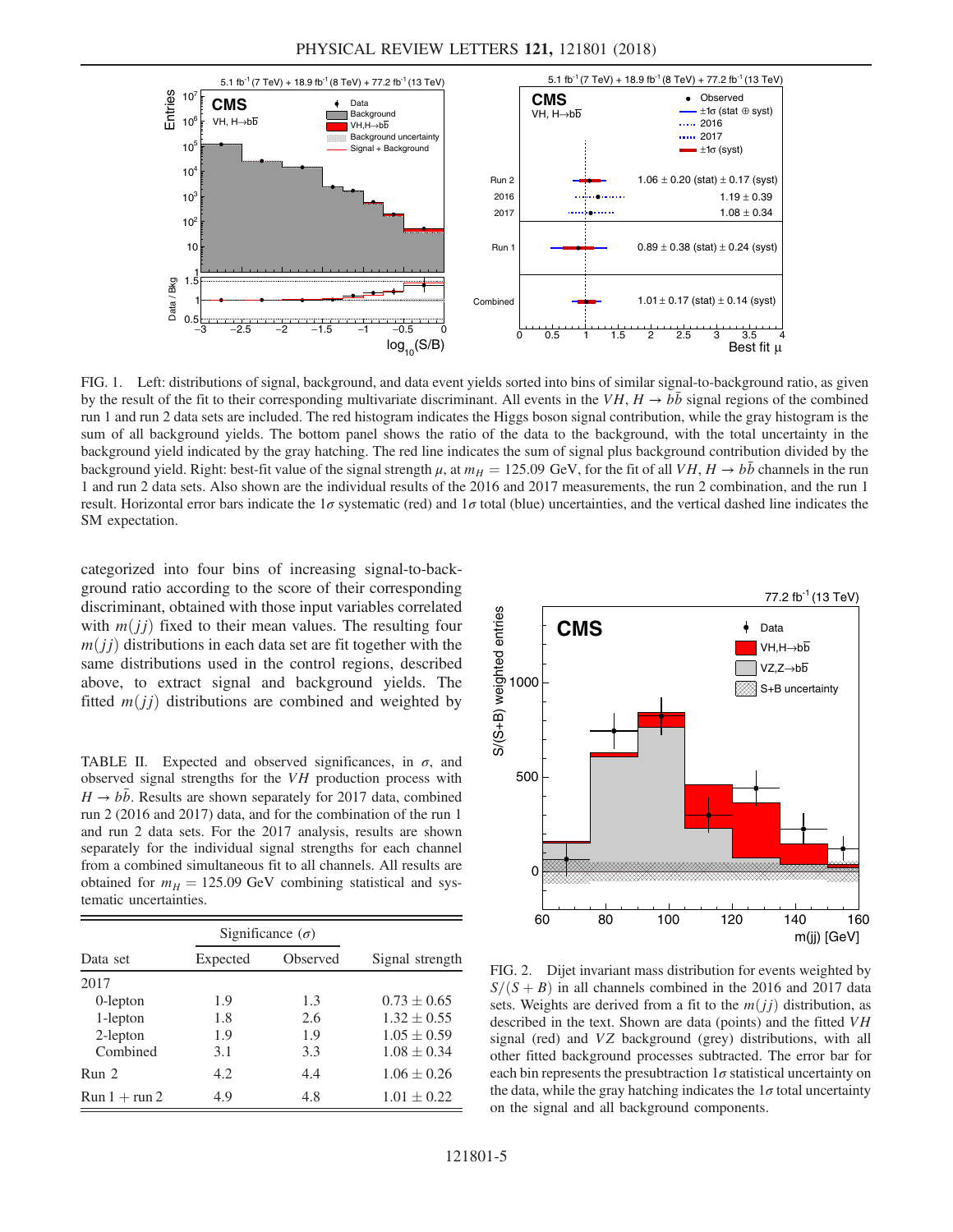FIG. 1. Left: distributions of signal, background, and data event yields sorted into bins of similar signal-to-background ratio, as given by the result of the fit to their corresponding multivariate discriminant. All events in the $VH$, $H \to b\bar{b}$ signal regions of the combined run 1 and run 2 data sets are included. The red histogram indicates the Higgs boson signal contribution, while the gray histogram is the sum of all background yields. The bottom panel shows the ratio of the data to the background, with the total uncertainty in the background yield indicated by the gray hatching. The red line indicates the sum of signal plus background contribution divided by the background yield. Right: best-fit value of the signal strength $\mu$, at $m_H = 125.09$ GeV, for the fit of all $VH$, $H \to b\bar{b}$ channels in the run 1 and run 2 data sets. Also shown are the individual results of the 2016 and 2017 measurements, the run 2 combination, and the run 1 result. Horizontal error bars indicate the $1\sigma$ systematic (red) and $1\sigma$ total (blue) uncertainties, and the vertical dashed line indicates the SM expectation.

categorized into four bins of increasing signal-to-background ratio according to the score of their corresponding discriminant, obtained with those input variables correlated with $m(jj)$ fixed to their mean values. The resulting four $m(jj)$ distributions in each data set are fit together with the same distributions used in the control regions, described above, to extract signal and background yields. The fitted $m(jj)$ distributions are combined and weighted by

TABLE II. Expected and observed significances, in $\sigma$, and observed signal strengths for the $VH$ production process with $H \to b\bar{b}$. Results are shown separately for 2017 data, combined run 2 (2016 and 2017) data, and for the combination of the run 1 and run 2 data sets. For the 2017 analysis, results are shown separately for the individual signal strengths for each channel from a combined simultaneous fit to all channels. All results are obtained for $m_H = 125.09$ GeV combining statistical and systematic uncertainties.

| | Significance ($\sigma$) | | |
|---|---|---|---|
| Data set | Expected | Observed | Signal strength |
| 2017 | | | |
| 0-lepton | 1.9 | 1.3 | $0.73 \pm 0.65$ |
| 1-lepton | 1.8 | 2.6 | $1.32 \pm 0.55$ |
| 2-lepton | 1.9 | 1.9 | $1.05 \pm 0.59$ |
| Combined | 3.1 | 3.3 | $1.08 \pm 0.34$ |
| Run 2 | 4.2 | 4.4 | $1.06 \pm 0.26$ |
| Run 1 + run 2 | 4.9 | 4.8 | $1.01 \pm 0.22$ |

FIG. 2. Dijet invariant mass distribution for events weighted by $S/(S + B)$ in all channels combined in the 2016 and 2017 data sets. Weights are derived from a fit to the $m(jj)$ distribution, as described in the text. Shown are data (points) and the fitted $VH$ signal (red) and $VZ$ background (grey) distributions, with all other fitted background processes subtracted. The error bar for each bin represents the presubtraction $1\sigma$ statistical uncertainty on the data, while the gray hatching indicates the $1\sigma$ total uncertainty on the signal and all background components.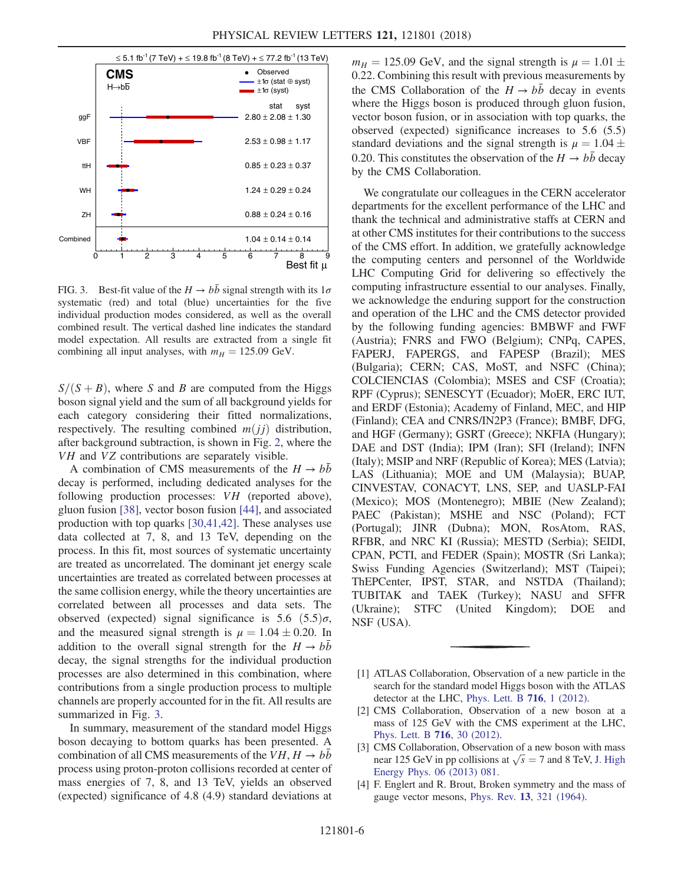FIG. 3. Best-fit value of the $H \to b\bar{b}$ signal strength with its $1\sigma$ systematic (red) and total (blue) uncertainties for the five individual production modes considered, as well as the overall combined result. The vertical dashed line indicates the standard model expectation. All results are extracted from a single fit combining all input analyses, with $m_H = 125.09$ GeV.

$S/(S+B)$, where $S$ and $B$ are computed from the Higgs boson signal yield and the sum of all background yields for each category considering their fitted normalizations, respectively. The resulting combined $m(jj)$ distribution, after background subtraction, is shown in Fig. 2, where the $VH$ and $VZ$ contributions are separately visible.

A combination of CMS measurements of the $H \to b\bar{b}$ decay is performed, including dedicated analyses for the following production processes: $VH$ (reported above), gluon fusion [38], vector boson fusion [44], and associated production with top quarks [30,41,42]. These analyses use data collected at 7, 8, and 13 TeV, depending on the process. In this fit, most sources of systematic uncertainty are treated as uncorrelated. The dominant jet energy scale uncertainties are treated as correlated between processes at the same collision energy, while the theory uncertainties are correlated between all processes and data sets. The observed (expected) signal significance is 5.6 $(5.5)\sigma$, and the measured signal strength is $\mu = 1.04 \pm 0.20$. In addition to the overall signal strength for the $H \to b\bar{b}$ decay, the signal strengths for the individual production processes are also determined in this combination, where contributions from a single production process to multiple channels are properly accounted for in the fit. All results are summarized in Fig. 3.

In summary, measurement of the standard model Higgs boson decaying to bottom quarks has been presented. A combination of all CMS measurements of the $VH$, $H \to b\bar{b}$ process using proton-proton collisions recorded at center of mass energies of 7, 8, and 13 TeV, yields an observed (expected) significance of 4.8 (4.9) standard deviations at $m_H = 125.09$ GeV, and the signal strength is $\mu = 1.01 \pm 0.22$. Combining this result with previous measurements by the CMS Collaboration of the $H \to b\bar{b}$ decay in events where the Higgs boson is produced through gluon fusion, vector boson fusion, or in association with top quarks, the observed (expected) significance increases to 5.6 (5.5) standard deviations and the signal strength is $\mu = 1.04 \pm 0.20$. This constitutes the observation of the $H \to b\bar{b}$ decay by the CMS Collaboration.

We congratulate our colleagues in the CERN accelerator departments for the excellent performance of the LHC and thank the technical and administrative staffs at CERN and at other CMS institutes for their contributions to the success of the CMS effort. In addition, we gratefully acknowledge the computing centers and personnel of the Worldwide LHC Computing Grid for delivering so effectively the computing infrastructure essential to our analyses. Finally, we acknowledge the enduring support for the construction and operation of the LHC and the CMS detector provided by the following funding agencies: BMBWF and FWF (Austria); FNRS and FWO (Belgium); CNPq, CAPES, FAPERJ, FAPERGS, and FAPESP (Brazil); MES (Bulgaria); CERN; CAS, MoST, and NSFC (China); COLCIENCIAS (Colombia); MSES and CSF (Croatia); RPF (Cyprus); SENESCYT (Ecuador); MoER, ERC IUT, and ERDF (Estonia); Academy of Finland, MEC, and HIP (Finland); CEA and CNRS/IN2P3 (France); BMBF, DFG, and HGF (Germany); GSRT (Greece); NKFIA (Hungary); DAE and DST (India); IPM (Iran); SFI (Ireland); INFN (Italy); MSIP and NRF (Republic of Korea); MES (Latvia); LAS (Lithuania); MOE and UM (Malaysia); BUAP, CINVESTAV, CONACYT, LNS, SEP, and UASLP-FAI (Mexico); MOS (Montenegro); MBIE (New Zealand); PAEC (Pakistan); MSHE and NSC (Poland); FCT (Portugal); JINR (Dubna); MON, RosAtom, RAS, RFBR, and NRC KI (Russia); MESTD (Serbia); SEIDI, CPAN, PCTI, and FEDER (Spain); MOSTR (Sri Lanka); Swiss Funding Agencies (Switzerland); MST (Taipei); ThEPCenter, IPST, STAR, and NSTDA (Thailand); TUBITAK and TAEK (Turkey); NASU and SFFR (Ukraine); STFC (United Kingdom); DOE and NSF (USA).

[1] ATLAS Collaboration, Observation of a new particle in the search for the standard model Higgs boson with the ATLAS detector at the LHC, Phys. Lett. B **716**, 1 (2012).

[2] CMS Collaboration, Observation of a new boson at a mass of 125 GeV with the CMS experiment at the LHC, Phys. Lett. B **716**, 30 (2012).

[3] CMS Collaboration, Observation of a new boson with mass near 125 GeV in pp collisions at $\sqrt{s} = 7$ and 8 TeV, J. High Energy Phys. 06 (2013) 081.

[4] F. Englert and R. Brout, Broken symmetry and the mass of gauge vector mesons, Phys. Rev. **13**, 321 (1964).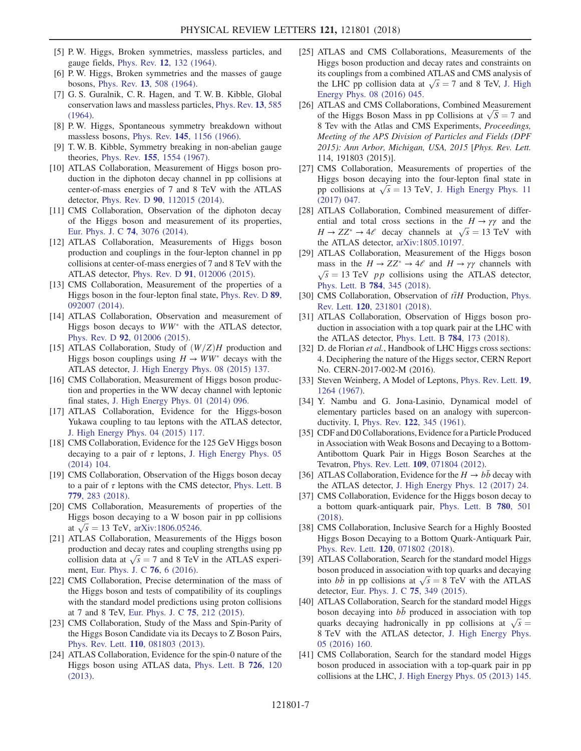[5] P. W. Higgs, Broken symmetries, massless particles, and gauge fields, Phys. Rev. **12**, 132 (1964).

[6] P. W. Higgs, Broken symmetries and the masses of gauge bosons, Phys. Rev. **13**, 508 (1964).

[7] G. S. Guralnik, C. R. Hagen, and T. W. B. Kibble, Global conservation laws and massless particles, Phys. Rev. **13**, 585 (1964).

[8] P. W. Higgs, Spontaneous symmetry breakdown without massless bosons, Phys. Rev. **145**, 1156 (1966).

[9] T. W. B. Kibble, Symmetry breaking in non-abelian gauge theories, Phys. Rev. **155**, 1554 (1967).

[10] ATLAS Collaboration, Measurement of Higgs boson production in the diphoton decay channel in pp collisions at center-of-mass energies of 7 and 8 TeV with the ATLAS detector, Phys. Rev. D **90**, 112015 (2014).

[11] CMS Collaboration, Observation of the diphoton decay of the Higgs boson and measurement of its properties, Eur. Phys. J. C **74**, 3076 (2014).

[12] ATLAS Collaboration, Measurements of Higgs boson production and couplings in the four-lepton channel in pp collisions at center-of-mass energies of 7 and 8 TeV with the ATLAS detector, Phys. Rev. D **91**, 012006 (2015).

[13] CMS Collaboration, Measurement of the properties of a Higgs boson in the four-lepton final state, Phys. Rev. D **89**, 092007 (2014).

[14] ATLAS Collaboration, Observation and measurement of Higgs boson decays to $WW^*$ with the ATLAS detector, Phys. Rev. D **92**, 012006 (2015).

[15] ATLAS Collaboration, Study of $(W/Z)H$ production and Higgs boson couplings using $H \to WW^*$ decays with the ATLAS detector, J. High Energy Phys. 08 (2015) 137.

[16] CMS Collaboration, Measurement of Higgs boson production and properties in the WW decay channel with leptonic final states, J. High Energy Phys. 01 (2014) 096.

[17] ATLAS Collaboration, Evidence for the Higgs-boson Yukawa coupling to tau leptons with the ATLAS detector, J. High Energy Phys. 04 (2015) 117.

[18] CMS Collaboration, Evidence for the 125 GeV Higgs boson decaying to a pair of $\tau$ leptons, J. High Energy Phys. 05 (2014) 104.

[19] CMS Collaboration, Observation of the Higgs boson decay to a pair of $\tau$ leptons with the CMS detector, Phys. Lett. B **779**, 283 (2018).

[20] CMS Collaboration, Measurements of properties of the Higgs boson decaying to a W boson pair in pp collisions at $\sqrt{s} = 13$ TeV, arXiv:1806.05246.

[21] ATLAS Collaboration, Measurements of the Higgs boson production and decay rates and coupling strengths using pp collision data at $\sqrt{s} = 7$ and 8 TeV in the ATLAS experiment, Eur. Phys. J. C **76**, 6 (2016).

[22] CMS Collaboration, Precise determination of the mass of the Higgs boson and tests of compatibility of its couplings with the standard model predictions using proton collisions at 7 and 8 TeV, Eur. Phys. J. C **75**, 212 (2015).

[23] CMS Collaboration, Study of the Mass and Spin-Parity of the Higgs Boson Candidate via its Decays to Z Boson Pairs, Phys. Rev. Lett. **110**, 081803 (2013).

[24] ATLAS Collaboration, Evidence for the spin-0 nature of the Higgs boson using ATLAS data, Phys. Lett. B **726**, 120 (2013).

[25] ATLAS and CMS Collaborations, Measurements of the Higgs boson production and decay rates and constraints on its couplings from a combined ATLAS and CMS analysis of the LHC pp collision data at $\sqrt{s} = 7$ and 8 TeV, J. High Energy Phys. 08 (2016) 045.

[26] ATLAS and CMS Collaborations, Combined Measurement of the Higgs Boson Mass in pp Collisions at $\sqrt{S} = 7$ and 8 Tev with the Atlas and CMS Experiments, *Proceedings, Meeting of the APS Division of Particles and Fields (DPF 2015): Ann Arbor, Michigan, USA, 2015* [Phys. Rev. Lett. 114, 191803 (2015)].

[27] CMS Collaboration, Measurements of properties of the Higgs boson decaying into the four-lepton final state in pp collisions at $\sqrt{s} = 13$ TeV, J. High Energy Phys. 11 (2017) 047.

[28] ATLAS Collaboration, Combined measurement of differential and total cross sections in the $H \to \gamma\gamma$ and the $H \to ZZ^* \to 4\ell$ decay channels at $\sqrt{s} = 13$ TeV with the ATLAS detector, arXiv:1805.10197.

[29] ATLAS Collaboration, Measurement of the Higgs boson mass in the $H \to ZZ^* \to 4\ell$ and $H \to \gamma\gamma$ channels with $\sqrt{s} = 13$ TeV $pp$ collisions using the ATLAS detector, Phys. Lett. B **784**, 345 (2018).

[30] CMS Collaboration, Observation of $t\bar{t}H$ Production, Phys. Rev. Lett. **120**, 231801 (2018).

[31] ATLAS Collaboration, Observation of Higgs boson production in association with a top quark pair at the LHC with the ATLAS detector, Phys. Lett. B **784**, 173 (2018).

[32] D. de Florian *et al.*, Handbook of LHC Higgs cross sections: 4. Deciphering the nature of the Higgs sector, CERN Report No. CERN-2017-002-M (2016).

[33] Steven Weinberg, A Model of Leptons, Phys. Rev. Lett. **19**, 1264 (1967).

[34] Y. Nambu and G. Jona-Lasinio, Dynamical model of elementary particles based on an analogy with superconductivity. I, Phys. Rev. **122**, 345 (1961).

[35] CDF and D0 Collaborations, Evidence for a Particle Produced in Association with Weak Bosons and Decaying to a Bottom-Antibottom Quark Pair in Higgs Boson Searches at the Tevatron, Phys. Rev. Lett. **109**, 071804 (2012).

[36] ATLAS Collaboration, Evidence for the $H \to b\bar{b}$ decay with the ATLAS detector, J. High Energy Phys. 12 (2017) 24.

[37] CMS Collaboration, Evidence for the Higgs boson decay to a bottom quark-antiquark pair, Phys. Lett. B **780**, 501 (2018).

[38] CMS Collaboration, Inclusive Search for a Highly Boosted Higgs Boson Decaying to a Bottom Quark-Antiquark Pair, Phys. Rev. Lett. **120**, 071802 (2018).

[39] ATLAS Collaboration, Search for the standard model Higgs boson produced in association with top quarks and decaying into $b\bar{b}$ in pp collisions at $\sqrt{s} = 8$ TeV with the ATLAS detector, Eur. Phys. J. C **75**, 349 (2015).

[40] ATLAS Collaboration, Search for the standard model Higgs boson decaying into $b\bar{b}$ produced in association with top quarks decaying hadronically in pp collisions at $\sqrt{s} = 8$ TeV with the ATLAS detector, J. High Energy Phys. 05 (2016) 160.

[41] CMS Collaboration, Search for the standard model Higgs boson produced in association with a top-quark pair in pp collisions at the LHC, J. High Energy Phys. 05 (2013) 145.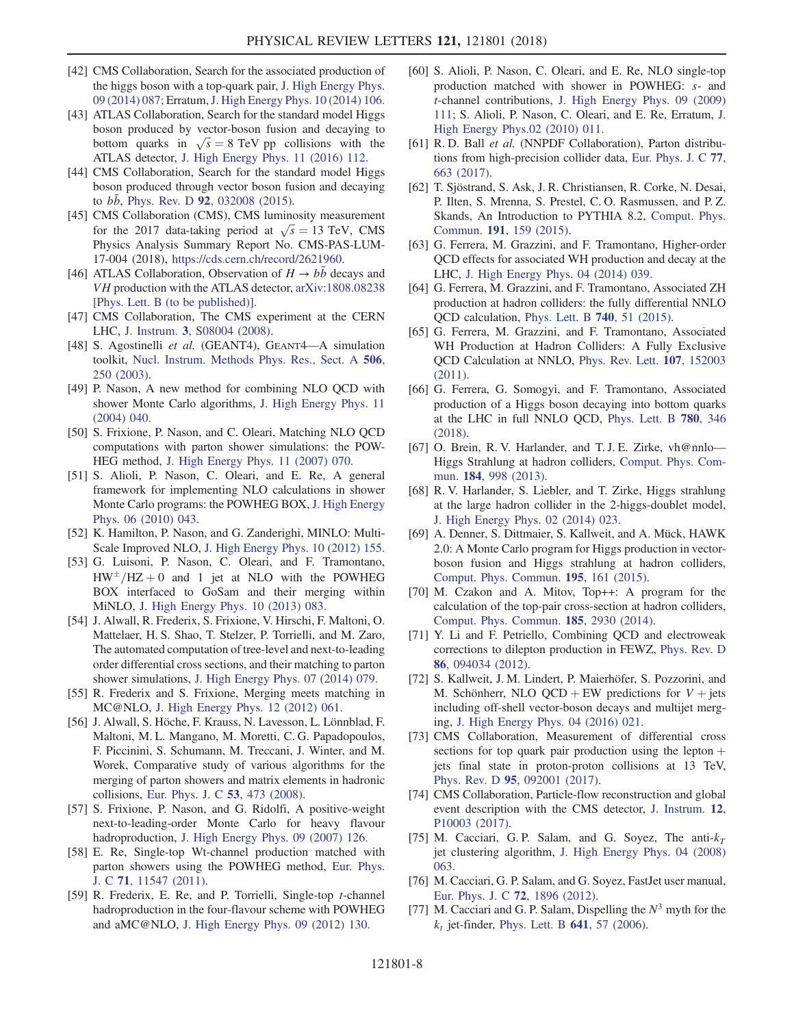[42] CMS Collaboration, Search for the associated production of the higgs boson with a top-quark pair, J. High Energy Phys. 09 (2014) 087; Erratum, J. High Energy Phys. 10 (2014) 106.

[43] ATLAS Collaboration, Search for the standard model Higgs boson produced by vector-boson fusion and decaying to bottom quarks in $\sqrt{s} = 8$ TeV pp collisions with the ATLAS detector, J. High Energy Phys. 11 (2016) 112.

[44] CMS Collaboration, Search for the standard model Higgs boson produced through vector boson fusion and decaying to $b\bar{b}$, Phys. Rev. D **92**, 032008 (2015).

[45] CMS Collaboration (CMS), CMS luminosity measurement for the 2017 data-taking period at $\sqrt{s} = 13$ TeV, CMS Physics Analysis Summary Report No. CMS-PAS-LUM-17-004 (2018), https://cds.cern.ch/record/2621960.

[46] ATLAS Collaboration, Observation of $H \to b\bar{b}$ decays and $VH$ production with the ATLAS detector, arXiv:1808.08238 [Phys. Lett. B (to be published)].

[47] CMS Collaboration, The CMS experiment at the CERN LHC, J. Instrum. **3**, S08004 (2008).

[48] S. Agostinelli *et al.* (GEANT4), GEANT4—A simulation toolkit, Nucl. Instrum. Methods Phys. Res., Sect. A **506**, 250 (2003).

[49] P. Nason, A new method for combining NLO QCD with shower Monte Carlo algorithms, J. High Energy Phys. 11 (2004) 040.

[50] S. Frixione, P. Nason, and C. Oleari, Matching NLO QCD computations with parton shower simulations: the POWHEG method, J. High Energy Phys. 11 (2007) 070.

[51] S. Alioli, P. Nason, C. Oleari, and E. Re, A general framework for implementing NLO calculations in shower Monte Carlo programs: the POWHEG BOX, J. High Energy Phys. 06 (2010) 043.

[52] K. Hamilton, P. Nason, and G. Zanderighi, MINLO: Multi-Scale Improved NLO, J. High Energy Phys. 10 (2012) 155.

[53] G. Luisoni, P. Nason, C. Oleari, and F. Tramontano, $\mathrm{HW}^{\pm}/\mathrm{HZ} + 0$ and 1 jet at NLO with the POWHEG BOX interfaced to GoSam and their merging within MiNLO, J. High Energy Phys. 10 (2013) 083.

[54] J. Alwall, R. Frederix, S. Frixione, V. Hirschi, F. Maltoni, O. Mattelaer, H. S. Shao, T. Stelzer, P. Torrielli, and M. Zaro, The automated computation of tree-level and next-to-leading order differential cross sections, and their matching to parton shower simulations, J. High Energy Phys. 07 (2014) 079.

[55] R. Frederix and S. Frixione, Merging meets matching in MC@NLO, J. High Energy Phys. 12 (2012) 061.

[56] J. Alwall, S. Höche, F. Krauss, N. Lavesson, L. Lönnblad, F. Maltoni, M. L. Mangano, M. Moretti, C. G. Papadopoulos, F. Piccinini, S. Schumann, M. Treccani, J. Winter, and M. Worek, Comparative study of various algorithms for the merging of parton showers and matrix elements in hadronic collisions, Eur. Phys. J. C **53**, 473 (2008).

[57] S. Frixione, P. Nason, and G. Ridolfi, A positive-weight next-to-leading-order Monte Carlo for heavy flavour hadroproduction, J. High Energy Phys. 09 (2007) 126.

[58] E. Re, Single-top Wt-channel production matched with parton showers using the POWHEG method, Eur. Phys. J. C **71**, 11547 (2011).

[59] R. Frederix, E. Re, and P. Torrielli, Single-top *t*-channel hadroproduction in the four-flavour scheme with POWHEG and aMC@NLO, J. High Energy Phys. 09 (2012) 130.

[60] S. Alioli, P. Nason, C. Oleari, and E. Re, NLO single-top production matched with shower in POWHEG: *s*- and *t*-channel contributions, J. High Energy Phys. 09 (2009) 111; S. Alioli, P. Nason, C. Oleari, and E. Re, Erratum, J. High Energy Phys.02 (2010) 011.

[61] R. D. Ball *et al.* (NNPDF Collaboration), Parton distributions from high-precision collider data, Eur. Phys. J. C **77**, 663 (2017).

[62] T. Sjöstrand, S. Ask, J. R. Christiansen, R. Corke, N. Desai, P. Ilten, S. Mrenna, S. Prestel, C. O. Rasmussen, and P. Z. Skands, An Introduction to PYTHIA 8.2, Comput. Phys. Commun. **191**, 159 (2015).

[63] G. Ferrera, M. Grazzini, and F. Tramontano, Higher-order QCD effects for associated WH production and decay at the LHC, J. High Energy Phys. 04 (2014) 039.

[64] G. Ferrera, M. Grazzini, and F. Tramontano, Associated ZH production at hadron colliders: the fully differential NNLO QCD calculation, Phys. Lett. B **740**, 51 (2015).

[65] G. Ferrera, M. Grazzini, and F. Tramontano, Associated WH Production at Hadron Colliders: A Fully Exclusive QCD Calculation at NNLO, Phys. Rev. Lett. **107**, 152003 (2011).

[66] G. Ferrera, G. Somogyi, and F. Tramontano, Associated production of a Higgs boson decaying into bottom quarks at the LHC in full NNLO QCD, Phys. Lett. B **780**, 346 (2018).

[67] O. Brein, R. V. Harlander, and T. J. E. Zirke, vh@nnlo—Higgs Strahlung at hadron colliders, Comput. Phys. Commun. **184**, 998 (2013).

[68] R. V. Harlander, S. Liebler, and T. Zirke, Higgs strahlung at the large hadron collider in the 2-higgs-doublet model, J. High Energy Phys. 02 (2014) 023.

[69] A. Denner, S. Dittmaier, S. Kallweit, and A. Mück, HAWK 2.0: A Monte Carlo program for Higgs production in vector-boson fusion and Higgs strahlung at hadron colliders, Comput. Phys. Commun. **195**, 161 (2015).

[70] M. Czakon and A. Mitov, Top++: A program for the calculation of the top-pair cross-section at hadron colliders, Comput. Phys. Commun. **185**, 2930 (2014).

[71] Y. Li and F. Petriello, Combining QCD and electroweak corrections to dilepton production in FEWZ, Phys. Rev. D **86**, 094034 (2012).

[72] S. Kallweit, J. M. Lindert, P. Maierhöfer, S. Pozzorini, and M. Schönherr, NLO QCD + EW predictions for $V$ + jets including off-shell vector-boson decays and multijet merging, J. High Energy Phys. 04 (2016) 021.

[73] CMS Collaboration, Measurement of differential cross sections for top quark pair production using the lepton + jets final state in proton-proton collisions at 13 TeV, Phys. Rev. D **95**, 092001 (2017).

[74] CMS Collaboration, Particle-flow reconstruction and global event description with the CMS detector, J. Instrum. **12**, P10003 (2017).

[75] M. Cacciari, G. P. Salam, and G. Soyez, The anti-$k_T$ jet clustering algorithm, J. High Energy Phys. 04 (2008) 063.

[76] M. Cacciari, G. P. Salam, and G. Soyez, FastJet user manual, Eur. Phys. J. C **72**, 1896 (2012).

[77] M. Cacciari and G. P. Salam, Dispelling the $N^3$ myth for the $k_t$ jet-finder, Phys. Lett. B **641**, 57 (2006).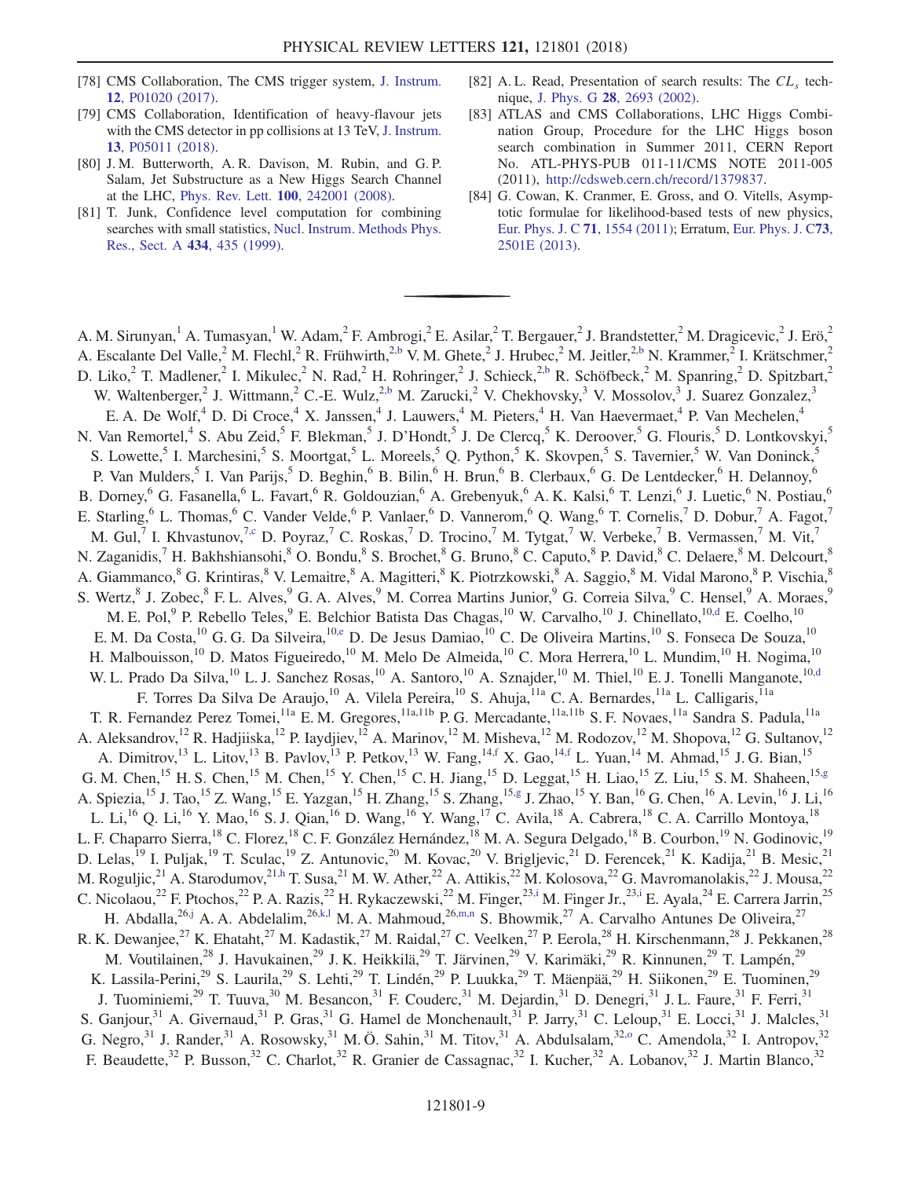[78] CMS Collaboration, The CMS trigger system, J. Instrum. 12, P01020 (2017).

[79] CMS Collaboration, Identification of heavy-flavour jets with the CMS detector in pp collisions at 13 TeV, J. Instrum. 13, P05011 (2018).

[80] J. M. Butterworth, A. R. Davison, M. Rubin, and G. P. Salam, Jet Substructure as a New Higgs Search Channel at the LHC, Phys. Rev. Lett. 100, 242001 (2008).

[81] T. Junk, Confidence level computation for combining searches with small statistics, Nucl. Instrum. Methods Phys. Res., Sect. A 434, 435 (1999).

[82] A. L. Read, Presentation of search results: The $CL_s$ technique, J. Phys. G 28, 2693 (2002).

[83] ATLAS and CMS Collaborations, LHC Higgs Combination Group, Procedure for the LHC Higgs boson search combination in Summer 2011, CERN Report No. ATL-PHYS-PUB 011-11/CMS NOTE 2011-005 (2011), http://cdsweb.cern.ch/record/1379837.

[84] G. Cowan, K. Cranmer, E. Gross, and O. Vitells, Asymptotic formulae for likelihood-based tests of new physics, Eur. Phys. J. C 71, 1554 (2011); Erratum, Eur. Phys. J. C73, 2501E (2013).

---

A. M. Sirunyan,[1] A. Tumasyan,[1] W. Adam,[2] F. Ambrogi,[2] E. Asilar,[2] T. Bergauer,[2] J. Brandstetter,[2] M. Dragicevic,[2] J. Erö,[2] A. Escalante Del Valle,[2] M. Flechl,[2] R. Frühwirth,[2,b] V. M. Ghete,[2] J. Hrubec,[2] M. Jeitler,[2,b] N. Krammer,[2] I. Krätschmer,[2] D. Liko,[2] T. Madlener,[2] I. Mikulec,[2] N. Rad,[2] H. Rohringer,[2] J. Schieck,[2,b] R. Schöfbeck,[2] M. Spanring,[2] D. Spitzbart,[2] W. Waltenberger,[2] J. Wittmann,[2] C.-E. Wulz,[2,b] M. Zarucki,[2] V. Chekhovsky,[3] V. Mossolov,[3] J. Suarez Gonzalez,[3] E. A. De Wolf,[4] D. Di Croce,[4] X. Janssen,[4] J. Lauwers,[4] M. Pieters,[4] H. Van Haevermaet,[4] P. Van Mechelen,[4] N. Van Remortel,[4] S. Abu Zeid,[5] F. Blekman,[5] J. D'Hondt,[5] J. De Clercq,[5] K. Deroover,[5] G. Flouris,[5] D. Lontkovskyi,[5] S. Lowette,[5] I. Marchesini,[5] S. Moortgat,[5] L. Moreels,[5] Q. Python,[5] K. Skovpen,[5] S. Tavernier,[5] W. Van Doninck,[5] P. Van Mulders,[5] I. Van Parijs,[5] D. Beghin,[6] B. Bilin,[6] H. Brun,[6] B. Clerbaux,[6] G. De Lentdecker,[6] H. Delannoy,[6] B. Dorney,[6] G. Fasanella,[6] L. Favart,[6] R. Goldouzian,[6] A. Grebenyuk,[6] A. K. Kalsi,[6] T. Lenzi,[6] J. Luetic,[6] N. Postiau,[6] E. Starling,[6] L. Thomas,[6] C. Vander Velde,[6] P. Vanlaer,[6] D. Vannerom,[6] Q. Wang,[6] T. Cornelis,[7] D. Dobur,[7] A. Fagot,[7] M. Gul,[7] I. Khvastunov,[7,c] D. Poyraz,[7] C. Roskas,[7] D. Trocino,[7] M. Tytgat,[7] W. Verbeke,[7] B. Vermassen,[7] M. Vit,[7] N. Zaganidis,[7] H. Bakhshiansohi,[8] O. Bondu,[8] S. Brochet,[8] G. Bruno,[8] C. Caputo,[8] P. David,[8] C. Delaere,[8] M. Delcourt,[8] A. Giammanco,[8] G. Krintiras,[8] V. Lemaitre,[8] A. Magitteri,[8] K. Piotrzkowski,[8] A. Saggio,[8] M. Vidal Marono,[8] P. Vischia,[8] S. Wertz,[8] J. Zobec,[8] F. L. Alves,[9] G. A. Alves,[9] M. Correa Martins Junior,[9] G. Correia Silva,[9] C. Hensel,[9] A. Moraes,[9] M. E. Pol,[9] P. Rebello Teles,[9] E. Belchior Batista Das Chagas,[10] W. Carvalho,[10] J. Chinellato,[10,d] E. Coelho,[10] E. M. Da Costa,[10] G. G. Da Silveira,[10,e] D. De Jesus Damiao,[10] C. De Oliveira Martins,[10] S. Fonseca De Souza,[10] H. Malbouisson,[10] D. Matos Figueiredo,[10] M. Melo De Almeida,[10] C. Mora Herrera,[10] L. Mundim,[10] H. Nogima,[10] W. L. Prado Da Silva,[10] L. J. Sanchez Rosas,[10] A. Santoro,[10] A. Sznajder,[10] M. Thiel,[10] E. J. Tonelli Manganote,[10,d] F. Torres Da Silva De Araujo,[10] A. Vilela Pereira,[10] S. Ahuja,[11a] C. A. Bernardes,[11a] L. Calligaris,[11a] T. R. Fernandez Perez Tomei,[11a] E. M. Gregores,[11a,11b] P. G. Mercadante,[11a,11b] S. F. Novaes,[11a] Sandra S. Padula,[11a] A. Aleksandrov,[12] R. Hadjiiska,[12] P. Iaydjiev,[12] A. Marinov,[12] M. Misheva,[12] M. Rodozov,[12] M. Shopova,[12] G. Sultanov,[12] A. Dimitrov,[13] L. Litov,[13] B. Pavlov,[13] P. Petkov,[13] W. Fang,[14,f] X. Gao,[14,f] L. Yuan,[14] M. Ahmad,[15] J. G. Bian,[15] G. M. Chen,[15] H. S. Chen,[15] M. Chen,[15] Y. Chen,[15] C. H. Jiang,[15] D. Leggat,[15] H. Liao,[15] Z. Liu,[15] S. M. Shaheen,[15,g] A. Spiezia,[15] J. Tao,[15] Z. Wang,[15] E. Yazgan,[15] H. Zhang,[15] S. Zhang,[15,g] J. Zhao,[15] Y. Ban,[16] G. Chen,[16] A. Levin,[16] J. Li,[16] L. Li,[16] Q. Li,[16] Y. Mao,[16] S. J. Qian,[16] D. Wang,[16] Y. Wang,[17] C. Avila,[18] A. Cabrera,[18] C. A. Carrillo Montoya,[18] L. F. Chaparro Sierra,[18] C. Florez,[18] C. F. González Hernández,[18] M. A. Segura Delgado,[18] B. Courbon,[19] N. Godinovic,[19] D. Lelas,[19] I. Puljak,[19] T. Sculac,[19] Z. Antunovic,[20] M. Kovac,[20] V. Brigljevic,[21] D. Ferencek,[21] K. Kadija,[21] B. Mesic,[21] M. Roguljic,[21] A. Starodumov,[21,h] T. Susa,[21] M. W. Ather,[22] A. Attikis,[22] M. Kolosova,[22] G. Mavromanolakis,[22] J. Mousa,[22] C. Nicolaou,[22] F. Ptochos,[22] P. A. Razis,[22] H. Rykaczewski,[22] M. Finger,[23,i] M. Finger Jr.,[23,i] E. Ayala,[24] E. Carrera Jarrin,[25] H. Abdalla,[26,j] A. A. Abdelalim,[26,k,l] M. A. Mahmoud,[26,m,n] S. Bhowmik,[27] A. Carvalho Antunes De Oliveira,[27] R. K. Dewanjee,[27] K. Ehataht,[27] M. Kadastik,[27] M. Raidal,[27] C. Veelken,[27] P. Eerola,[28] H. Kirschenmann,[28] J. Pekkanen,[28] M. Voutilainen,[28] J. Havukainen,[29] J. K. Heikkilä,[29] T. Järvinen,[29] V. Karimäki,[29] R. Kinnunen,[29] T. Lampén,[29] K. Lassila-Perini,[29] S. Laurila,[29] S. Lehti,[29] T. Lindén,[29] P. Luukka,[29] T. Mäenpää,[29] H. Siikonen,[29] E. Tuominen,[29] J. Tuominiemi,[29] T. Tuuva,[30] M. Besancon,[31] F. Couderc,[31] M. Dejardin,[31] D. Denegri,[31] J. L. Faure,[31] F. Ferri,[31] S. Ganjour,[31] A. Givernaud,[31] P. Gras,[31] G. Hamel de Monchenault,[31] P. Jarry,[31] C. Leloup,[31] E. Locci,[31] J. Malcles,[31] G. Negro,[31] J. Rander,[31] A. Rosowsky,[31] M. Ö. Sahin,[31] M. Titov,[31] A. Abdulsalam,[32,o] C. Amendola,[32] I. Antropov,[32] F. Beaudette,[32] P. Busson,[32] C. Charlot,[32] R. Granier de Cassagnac,[32] I. Kucher,[32] A. Lobanov,[32] J. Martin Blanco,[32]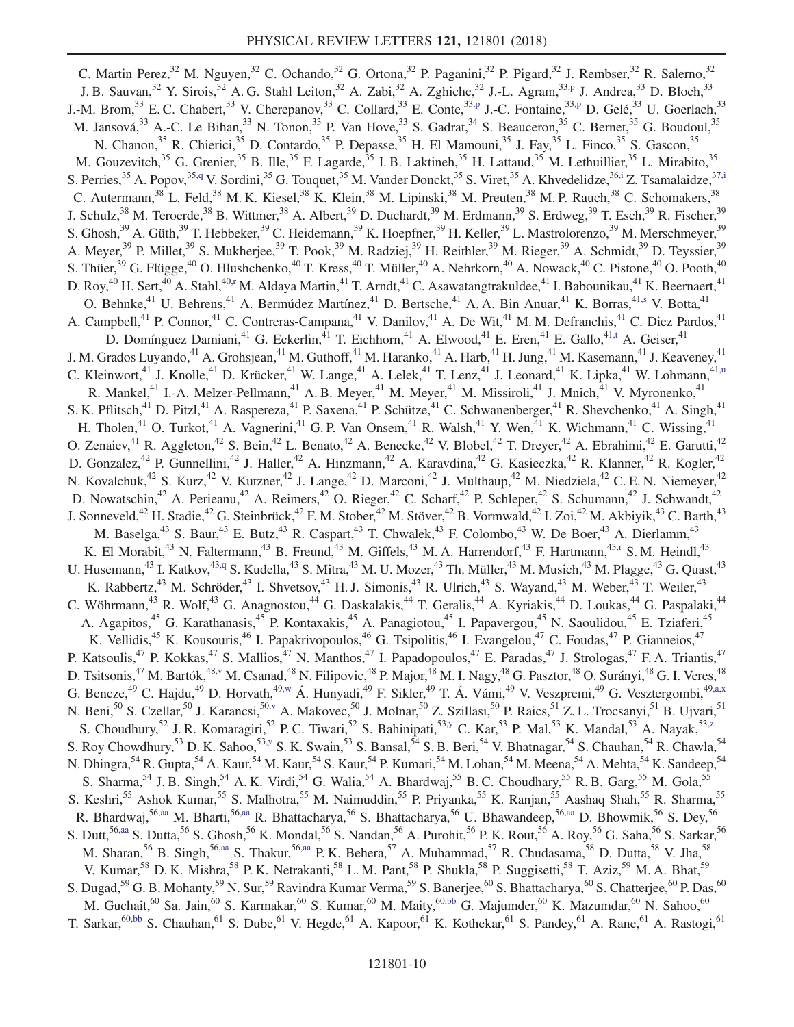C. Martin Perez,[32] M. Nguyen,[32] C. Ochando,[32] G. Ortona,[32] P. Paganini,[32] P. Pigard,[32] J. Rembser,[32] R. Salerno,[32] J. B. Sauvan,[32] Y. Sirois,[32] A. G. Stahl Leiton,[32] A. Zabi,[32] A. Zghiche,[32] J.-L. Agram,[33,p] J. Andrea,[33] D. Bloch,[33] J.-M. Brom,[33] E. C. Chabert,[33] V. Cherepanov,[33] C. Collard,[33] E. Conte,[33,p] J.-C. Fontaine,[33,p] D. Gelé,[33] U. Goerlach,[33] M. Jansová,[33] A.-C. Le Bihan,[33] N. Tonon,[33] P. Van Hove,[33] S. Gadrat,[34] S. Beauceron,[35] C. Bernet,[35] G. Boudoul,[35] N. Chanon,[35] R. Chierici,[35] D. Contardo,[35] P. Depasse,[35] H. El Mamouni,[35] J. Fay,[35] L. Finco,[35] S. Gascon,[35] M. Gouzevitch,[35] G. Grenier,[35] B. Ille,[35] F. Lagarde,[35] I. B. Laktineh,[35] H. Lattaud,[35] M. Lethuillier,[35] L. Mirabito,[35] S. Perries,[35] A. Popov,[35,q] V. Sordini,[35] G. Touquet,[35] M. Vander Donckt,[35] S. Viret,[35] A. Khvedelidze,[36,i] Z. Tsamalaidze,[37,i] C. Autermann,[38] L. Feld,[38] M. K. Kiesel,[38] K. Klein,[38] M. Lipinski,[38] M. Preuten,[38] M. P. Rauch,[38] C. Schomakers,[38] J. Schulz,[38] M. Teroerde,[38] B. Wittmer,[38] A. Albert,[39] D. Duchardt,[39] M. Erdmann,[39] S. Erdweg,[39] T. Esch,[39] R. Fischer,[39] S. Ghosh,[39] A. Güth,[39] T. Hebbeker,[39] C. Heidemann,[39] K. Hoepfner,[39] H. Keller,[39] L. Mastrolorenzo,[39] M. Merschmeyer,[39] A. Meyer,[39] P. Millet,[39] S. Mukherjee,[39] T. Pook,[39] M. Radziej,[39] H. Reithler,[39] M. Rieger,[39] A. Schmidt,[39] D. Teyssier,[39] S. Thüer,[39] G. Flügge,[40] O. Hlushchenko,[40] T. Kress,[40] T. Müller,[40] A. Nehrkorn,[40] A. Nowack,[40] C. Pistone,[40] O. Pooth,[40] D. Roy,[40] H. Sert,[40] A. Stahl,[40,r] M. Aldaya Martin,[41] T. Arndt,[41] C. Asawatangtrakuldee,[41] I. Babounikau,[41] K. Beernaert,[41] O. Behnke,[41] U. Behrens,[41] A. Bermúdez Martínez,[41] D. Bertsche,[41] A. A. Bin Anuar,[41] K. Borras,[41,s] V. Botta,[41] A. Campbell,[41] P. Connor,[41] C. Contreras-Campana,[41] V. Danilov,[41] A. De Wit,[41] M. M. Defranchis,[41] C. Diez Pardos,[41] D. Domínguez Damiani,[41] G. Eckerlin,[41] T. Eichhorn,[41] A. Elwood,[41] E. Eren,[41] E. Gallo,[41,t] A. Geiser,[41] J. M. Grados Luyando,[41] A. Grohsjean,[41] M. Guthoff,[41] M. Haranko,[41] A. Harb,[41] H. Jung,[41] M. Kasemann,[41] J. Keaveney,[41] C. Kleinwort,[41] J. Knolle,[41] D. Krücker,[41] W. Lange,[41] A. Lelek,[41] T. Lenz,[41] J. Leonard,[41] K. Lipka,[41] W. Lohmann,[41,u] R. Mankel,[41] I.-A. Melzer-Pellmann,[41] A. B. Meyer,[41] M. Meyer,[41] M. Missiroli,[41] J. Mnich,[41] V. Myronenko,[41] S. K. Pflitsch,[41] D. Pitzl,[41] A. Raspereza,[41] P. Saxena,[41] P. Schütze,[41] C. Schwanenberger,[41] R. Shevchenko,[41] A. Singh,[41] H. Tholen,[41] O. Turkot,[41] A. Vagnerini,[41] G. P. Van Onsem,[41] R. Walsh,[41] Y. Wen,[41] K. Wichmann,[41] C. Wissing,[41] O. Zenaiev,[41] R. Aggleton,[42] S. Bein,[42] L. Benato,[42] A. Benecke,[42] V. Blobel,[42] T. Dreyer,[42] A. Ebrahimi,[42] E. Garutti,[42] D. Gonzalez,[42] P. Gunnellini,[42] J. Haller,[42] A. Hinzmann,[42] A. Karavdina,[42] G. Kasieczka,[42] R. Klanner,[42] R. Kogler,[42] N. Kovalchuk,[42] S. Kurz,[42] V. Kutzner,[42] J. Lange,[42] D. Marconi,[42] J. Multhaup,[42] M. Niedziela,[42] C. E. N. Niemeyer,[42] D. Nowatschin,[42] A. Perieanu,[42] A. Reimers,[42] O. Rieger,[42] C. Scharf,[42] P. Schleper,[42] S. Schumann,[42] J. Schwandt,[42] J. Sonneveld,[42] H. Stadie,[42] G. Steinbrück,[42] F. M. Stober,[42] M. Stöver,[42] B. Vormwald,[42] I. Zoi,[42] M. Akbiyik,[43] C. Barth,[43] M. Baselga,[43] S. Baur,[43] E. Butz,[43] R. Caspart,[43] T. Chwalek,[43] F. Colombo,[43] W. De Boer,[43] A. Dierlamm,[43] K. El Morabit,[43] N. Faltermann,[43] B. Freund,[43] M. Giffels,[43] M. A. Harrendorf,[43] F. Hartmann,[43,r] S. M. Heindl,[43] U. Husemann,[43] I. Katkov,[43,q] S. Kudella,[43] S. Mitra,[43] M. U. Mozer,[43] Th. Müller,[43] M. Musich,[43] M. Plagge,[43] G. Quast,[43] K. Rabbertz,[43] M. Schröder,[43] I. Shvetsov,[43] H. J. Simonis,[43] R. Ulrich,[43] S. Wayand,[43] M. Weber,[43] T. Weiler,[43] C. Wöhrmann,[43] R. Wolf,[43] G. Anagnostou,[44] G. Daskalakis,[44] T. Geralis,[44] A. Kyriakis,[44] D. Loukas,[44] G. Paspalaki,[44] A. Agapitos,[45] G. Karathanasis,[45] P. Kontaxakis,[45] A. Panagiotou,[45] I. Papavergou,[45] N. Saoulidou,[45] E. Tziaferi,[45] K. Vellidis,[45] K. Kousouris,[46] I. Papakrivopoulos,[46] G. Tsipolitis,[46] I. Evangelou,[47] C. Foudas,[47] P. Gianneios,[47] P. Katsoulis,[47] P. Kokkas,[47] S. Mallios,[47] N. Manthos,[47] I. Papadopoulos,[47] E. Paradas,[47] J. Strologas,[47] F. A. Triantis,[47] D. Tsitsonis,[47] M. Bartók,[48,v] M. Csanad,[48] N. Filipovic,[48] P. Major,[48] M. I. Nagy,[48] G. Pasztor,[48] O. Surányi,[48] G. I. Veres,[48] G. Bencze,[49] C. Hajdu,[49] D. Horvath,[49,w] Á. Hunyadi,[49] F. Sikler,[49] T. Á. Vámi,[49] V. Veszpremi,[49] G. Vesztergombi,[49,a,x] N. Beni,[50] S. Czellar,[50] J. Karancsi,[50,v] A. Makovec,[50] J. Molnar,[50] Z. Szillasi,[50] P. Raics,[51] Z. L. Trocsanyi,[51] B. Ujvari,[51] S. Choudhury,[52] J. R. Komaragiri,[52] P. C. Tiwari,[52] S. Bahinipati,[53,y] C. Kar,[53] P. Mal,[53] K. Mandal,[53] A. Nayak,[53,z] S. Roy Chowdhury,[53] D. K. Sahoo,[53,y] S. K. Swain,[53] S. Bansal,[54] S. B. Beri,[54] V. Bhatnagar,[54] S. Chauhan,[54] R. Chawla,[54] N. Dhingra,[54] R. Gupta,[54] A. Kaur,[54] M. Kaur,[54] S. Kaur,[54] P. Kumari,[54] M. Lohan,[54] M. Meena,[54] A. Mehta,[54] K. Sandeep,[54] S. Sharma,[54] J. B. Singh,[54] A. K. Virdi,[54] G. Walia,[54] A. Bhardwaj,[55] B. C. Choudhary,[55] R. B. Garg,[55] M. Gola,[55] S. Keshri,[55] Ashok Kumar,[55] S. Malhotra,[55] M. Naimuddin,[55] P. Priyanka,[55] K. Ranjan,[55] Aashaq Shah,[55] R. Sharma,[55] R. Bhardwaj,[56,aa] M. Bharti,[56,aa] R. Bhattacharya,[56] S. Bhattacharya,[56] U. Bhawandeep,[56,aa] D. Bhowmik,[56] S. Dey,[56] S. Dutt,[56,aa] S. Dutta,[56] S. Ghosh,[56] K. Mondal,[56] S. Nandan,[56] A. Purohit,[56] P. K. Rout,[56] A. Roy,[56] G. Saha,[56] S. Sarkar,[56] M. Sharan,[56] B. Singh,[56,aa] S. Thakur,[56,aa] P. K. Behera,[57] A. Muhammad,[57] R. Chudasama,[58] D. Dutta,[58] V. Jha,[58] V. Kumar,[58] D. K. Mishra,[58] P. K. Netrakanti,[58] L. M. Pant,[58] P. Shukla,[58] P. Suggisetti,[58] T. Aziz,[59] M. A. Bhat,[59] S. Dugad,[59] G. B. Mohanty,[59] N. Sur,[59] Ravindra Kumar Verma,[59] S. Banerjee,[60] S. Bhattacharya,[60] S. Chatterjee,[60] P. Das,[60] M. Guchait,[60] Sa. Jain,[60] S. Karmakar,[60] S. Kumar,[60] M. Maity,[60,bb] G. Majumder,[60] K. Mazumdar,[60] N. Sahoo,[60] T. Sarkar,[60,bb] S. Chauhan,[61] S. Dube,[61] V. Hegde,[61] A. Kapoor,[61] K. Kothekar,[61] S. Pandey,[61] A. Rane,[61] A. Rastogi,[61]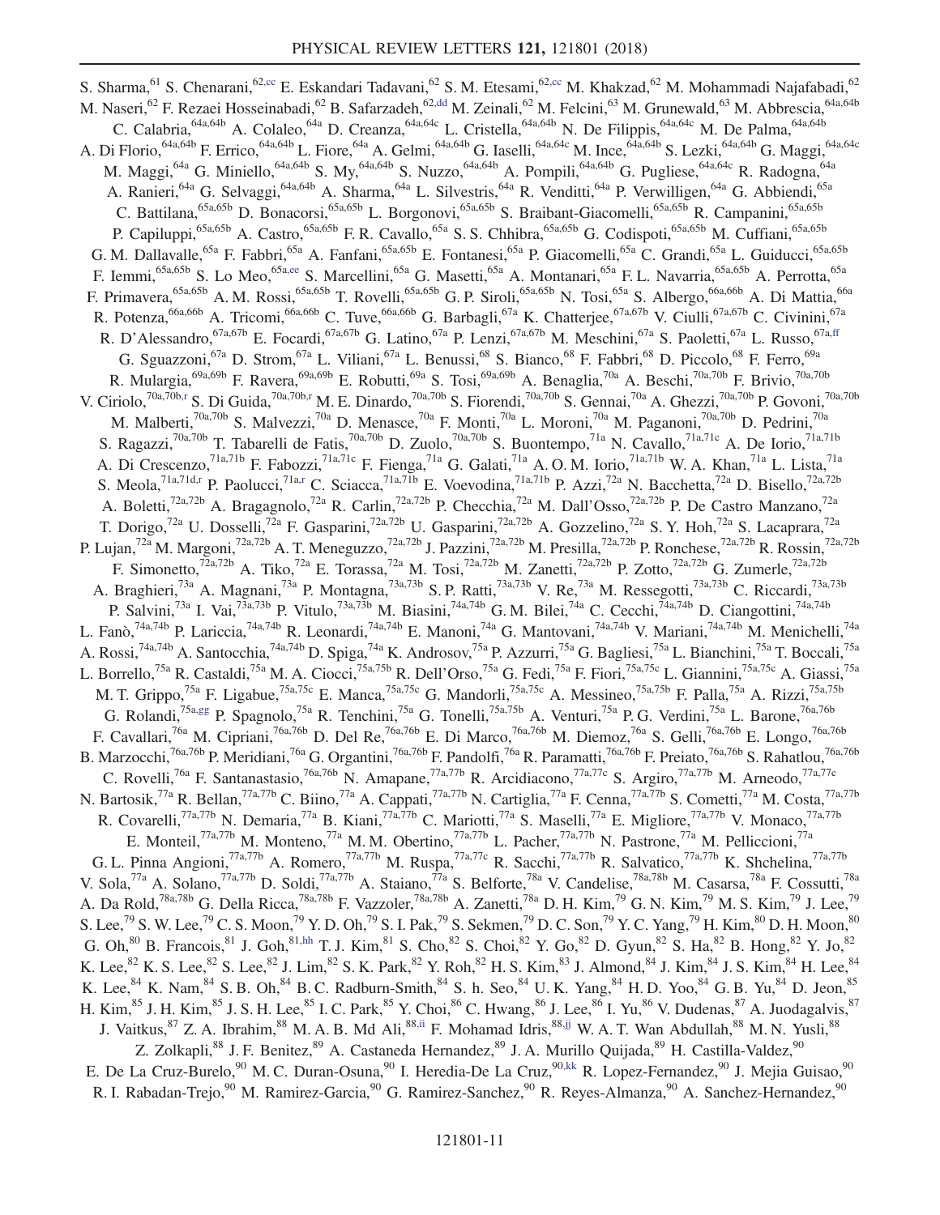S. Sharma,[61] S. Chenarani,[62,cc] E. Eskandari Tadavani,[62] S. M. Etesami,[62,cc] M. Khakzad,[62] M. Mohammadi Najafabadi,[62] M. Naseri,[62] F. Rezaei Hosseinabadi,[62] B. Safarzadeh,[62,dd] M. Zeinali,[62] M. Felcini,[63] M. Grunewald,[63] M. Abbrescia,[64a,64b] C. Calabria,[64a,64b] A. Colaleo,[64a] D. Creanza,[64a,64c] L. Cristella,[64a,64b] N. De Filippis,[64a,64c] M. De Palma,[64a,64b] A. Di Florio,[64a,64b] F. Errico,[64a,64b] L. Fiore,[64a] A. Gelmi,[64a,64b] G. Iaselli,[64a,64c] M. Ince,[64a,64b] S. Lezki,[64a,64b] G. Maggi,[64a,64c] M. Maggi,[64a] G. Miniello,[64a,64b] S. My,[64a,64b] S. Nuzzo,[64a,64b] A. Pompili,[64a,64b] G. Pugliese,[64a,64c] R. Radogna,[64a] A. Ranieri,[64a] G. Selvaggi,[64a,64b] A. Sharma,[64a] L. Silvestris,[64a] R. Venditti,[64a] P. Verwilligen,[64a] G. Abbiendi,[65a] C. Battilana,[65a,65b] D. Bonacorsi,[65a,65b] L. Borgonovi,[65a,65b] S. Braibant-Giacomelli,[65a,65b] R. Campanini,[65a,65b] P. Capiluppi,[65a,65b] A. Castro,[65a,65b] F. R. Cavallo,[65a] S. S. Chhibra,[65a,65b] G. Codispoti,[65a,65b] M. Cuffiani,[65a,65b] G. M. Dallavalle,[65a] F. Fabbri,[65a] A. Fanfani,[65a,65b] E. Fontanesi,[65a] P. Giacomelli,[65a] C. Grandi,[65a] L. Guiducci,[65a,65b] F. Iemmi,[65a,65b] S. Lo Meo,[65a,ee] S. Marcellini,[65a] G. Masetti,[65a] A. Montanari,[65a] F. L. Navarria,[65a,65b] A. Perrotta,[65a] F. Primavera,[65a,65b] A. M. Rossi,[65a,65b] T. Rovelli,[65a,65b] G. P. Siroli,[65a,65b] N. Tosi,[65a] S. Albergo,[66a,66b] A. Di Mattia,[66a] R. Potenza,[66a,66b] A. Tricomi,[66a,66b] C. Tuve,[66a,66b] G. Barbagli,[67a] K. Chatterjee,[67a,67b] V. Ciulli,[67a,67b] C. Civinini,[67a] R. D'Alessandro,[67a,67b] E. Focardi,[67a,67b] G. Latino,[67a] P. Lenzi,[67a,67b] M. Meschini,[67a] S. Paoletti,[67a] L. Russo,[67a,ff] G. Sguazzoni,[67a] D. Strom,[67a] L. Viliani,[67a] L. Benussi,[68] S. Bianco,[68] F. Fabbri,[68] D. Piccolo,[68] F. Ferro,[69a] R. Mulargia,[69a,69b] F. Ravera,[69a,69b] E. Robutti,[69a] S. Tosi,[69a,69b] A. Benaglia,[70a] A. Beschi,[70a,70b] F. Brivio,[70a,70b] V. Ciriolo,[70a,70b,r] S. Di Guida,[70a,70b,r] M. E. Dinardo,[70a,70b] S. Fiorendi,[70a,70b] S. Gennai,[70a] A. Ghezzi,[70a,70b] P. Govoni,[70a,70b] M. Malberti,[70a,70b] S. Malvezzi,[70a] D. Menasce,[70a] F. Monti,[70a] L. Moroni,[70a] M. Paganoni,[70a,70b] D. Pedrini,[70a] S. Ragazzi,[70a,70b] T. Tabarelli de Fatis,[70a,70b] D. Zuolo,[70a,70b] S. Buontempo,[71a] N. Cavallo,[71a,71c] A. De Iorio,[71a,71b] A. Di Crescenzo,[71a,71b] F. Fabozzi,[71a,71c] F. Fienga,[71a] G. Galati,[71a] A. O. M. Iorio,[71a,71b] W. A. Khan,[71a] L. Lista,[71a] S. Meola,[71a,71d,r] P. Paolucci,[71a,r] C. Sciacca,[71a,71b] E. Voevodina,[71a,71b] P. Azzi,[72a] N. Bacchetta,[72a] D. Bisello,[72a,72b] A. Boletti,[72a,72b] A. Bragagnolo,[72a] R. Carlin,[72a,72b] P. Checchia,[72a] M. Dall'Osso,[72a,72b] P. De Castro Manzano,[72a] T. Dorigo,[72a] U. Dosselli,[72a] F. Gasparini,[72a,72b] U. Gasparini,[72a,72b] A. Gozzelino,[72a] S. Y. Hoh,[72a] S. Lacaprara,[72a] P. Lujan,[72a] M. Margoni,[72a,72b] A. T. Meneguzzo,[72a,72b] J. Pazzini,[72a,72b] M. Presilla,[72a,72b] P. Ronchese,[72a,72b] R. Rossin,[72a,72b] F. Simonetto,[72a,72b] A. Tiko,[72a] E. Torassa,[72a] M. Tosi,[72a,72b] M. Zanetti,[72a,72b] P. Zotto,[72a,72b] G. Zumerle,[72a,72b] A. Braghieri,[73a] A. Magnani,[73a] P. Montagna,[73a,73b] S. P. Ratti,[73a,73b] V. Re,[73a] M. Ressegotti,[73a,73b] C. Riccardi,[73a,73b] P. Salvini,[73a] I. Vai,[73a,73b] P. Vitulo,[73a,73b] M. Biasini,[74a,74b] G. M. Bilei,[74a] C. Cecchi,[74a,74b] D. Ciangottini,[74a,74b] L. Fanò,[74a,74b] P. Lariccia,[74a,74b] R. Leonardi,[74a,74b] E. Manoni,[74a] G. Mantovani,[74a,74b] V. Mariani,[74a,74b] M. Menichelli,[74a] A. Rossi,[74a,74b] A. Santocchia,[74a,74b] D. Spiga,[74a] K. Androsov,[75a] P. Azzurri,[75a] G. Bagliesi,[75a] L. Bianchini,[75a] T. Boccali,[75a] L. Borrello,[75a] R. Castaldi,[75a] M. A. Ciocci,[75a,75b] R. Dell'Orso,[75a] G. Fedi,[75a] F. Fiori,[75a,75c] L. Giannini,[75a,75c] A. Giassi,[75a] M. T. Grippo,[75a] F. Ligabue,[75a,75c] E. Manca,[75a,75c] G. Mandorli,[75a,75c] A. Messineo,[75a,75b] F. Palla,[75a] A. Rizzi,[75a,75b] G. Rolandi,[75a,gg] P. Spagnolo,[75a] R. Tenchini,[75a] G. Tonelli,[75a,75b] A. Venturi,[75a] P. G. Verdini,[75a] L. Barone,[76a,76b] F. Cavallari,[76a] M. Cipriani,[76a,76b] D. Del Re,[76a,76b] E. Di Marco,[76a,76b] M. Diemoz,[76a] S. Gelli,[76a,76b] E. Longo,[76a,76b] B. Marzocchi,[76a,76b] P. Meridiani,[76a] G. Organtini,[76a,76b] F. Pandolfi,[76a] R. Paramatti,[76a,76b] F. Preiato,[76a,76b] S. Rahatlou,[76a,76b] C. Rovelli,[76a] F. Santanastasio,[76a,76b] N. Amapane,[77a,77b] R. Arcidiacono,[77a,77c] S. Argiro,[77a,77b] M. Arneodo,[77a,77c] N. Bartosik,[77a] R. Bellan,[77a,77b] C. Biino,[77a] A. Cappati,[77a,77b] N. Cartiglia,[77a] F. Cenna,[77a,77b] S. Cometti,[77a] M. Costa,[77a,77b] R. Covarelli,[77a,77b] N. Demaria,[77a] B. Kiani,[77a,77b] C. Mariotti,[77a] S. Maselli,[77a] E. Migliore,[77a,77b] V. Monaco,[77a,77b] E. Monteil,[77a,77b] M. Monteno,[77a] M. M. Obertino,[77a,77b] L. Pacher,[77a,77b] N. Pastrone,[77a] M. Pelliccioni,[77a] G. L. Pinna Angioni,[77a,77b] A. Romero,[77a,77b] M. Ruspa,[77a,77c] R. Sacchi,[77a,77b] R. Salvatico,[77a,77b] K. Shchelina,[77a,77b] V. Sola,[77a] A. Solano,[77a,77b] D. Soldi,[77a,77b] A. Staiano,[77a] S. Belforte,[78a] V. Candelise,[78a,78b] M. Casarsa,[78a] F. Cossutti,[78a] A. Da Rold,[78a,78b] G. Della Ricca,[78a,78b] F. Vazzoler,[78a,78b] A. Zanetti,[78a] D. H. Kim,[79] G. N. Kim,[79] M. S. Kim,[79] J. Lee,[79] S. Lee,[79] S. W. Lee,[79] C. S. Moon,[79] Y. D. Oh,[79] S. I. Pak,[79] S. Sekmen,[79] D. C. Son,[79] Y. C. Yang,[79] H. Kim,[80] D. H. Moon,[80] G. Oh,[80] B. Francois,[81] J. Goh,[81,hh] T. J. Kim,[81] S. Cho,[82] S. Choi,[82] Y. Go,[82] D. Gyun,[82] S. Ha,[82] B. Hong,[82] Y. Jo,[82] K. Lee,[82] K. S. Lee,[82] S. Lee,[82] J. Lim,[82] S. K. Park,[82] Y. Roh,[82] H. S. Kim,[83] J. Almond,[84] J. Kim,[84] J. S. Kim,[84] H. Lee,[84] K. Lee,[84] K. Nam,[84] S. B. Oh,[84] B. C. Radburn-Smith,[84] S. h. Seo,[84] U. K. Yang,[84] H. D. Yoo,[84] G. B. Yu,[84] D. Jeon,[85] H. Kim,[85] J. H. Kim,[85] J. S. H. Lee,[85] I. C. Park,[85] Y. Choi,[86] C. Hwang,[86] J. Lee,[86] I. Yu,[86] V. Dudenas,[87] A. Juodagalvis,[87] J. Vaitkus,[87] Z. A. Ibrahim,[88] M. A. B. Md Ali,[88,ii] F. Mohamad Idris,[88,jj] W. A. T. Wan Abdullah,[88] M. N. Yusli,[88] Z. Zolkapli,[88] J. F. Benitez,[89] A. Castaneda Hernandez,[89] J. A. Murillo Quijada,[89] H. Castilla-Valdez,[90] E. De La Cruz-Burelo,[90] M. C. Duran-Osuna,[90] I. Heredia-De La Cruz,[90,kk] R. Lopez-Fernandez,[90] J. Mejia Guisao,[90] R. I. Rabadan-Trejo,[90] M. Ramirez-Garcia,[90] G. Ramirez-Sanchez,[90] R. Reyes-Almanza,[90] A. Sanchez-Hernandez,[90]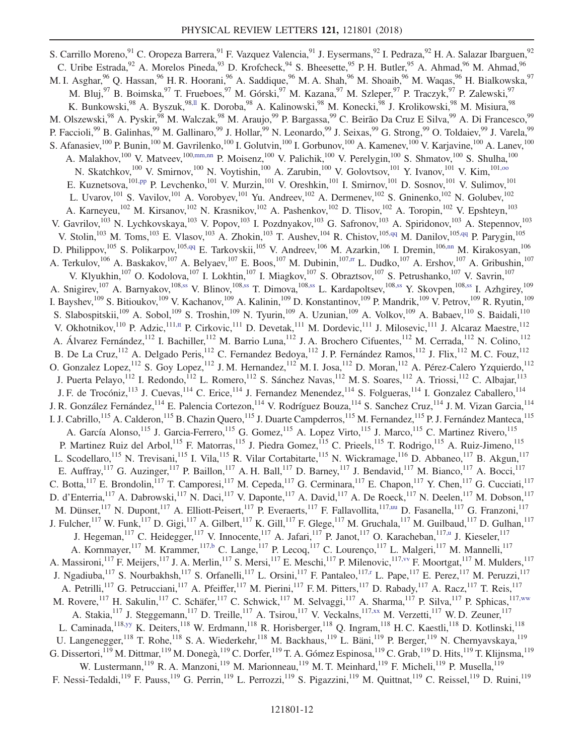S. Carrillo Moreno,[91] C. Oropeza Barrera,[91] F. Vazquez Valencia,[91] J. Eysermans,[92] I. Pedraza,[92] H. A. Salazar Ibarguen,[92] C. Uribe Estrada,[92] A. Morelos Pineda,[93] D. Krofcheck,[94] S. Bheesette,[95] P. H. Butler,[95] A. Ahmad,[96] M. Ahmad,[96] M. I. Asghar,[96] Q. Hassan,[96] H. R. Hoorani,[96] A. Saddique,[96] M. A. Shah,[96] M. Shoaib,[96] M. Waqas,[96] H. Bialkowska,[97] M. Bluj,[97] B. Boimska,[97] T. Frueboes,[97] M. Górski,[97] M. Kazana,[97] M. Szleper,[97] P. Traczyk,[97] P. Zalewski,[97] K. Bunkowski,[98] A. Byszuk,[98,ll] K. Doroba,[98] A. Kalinowski,[98] M. Konecki,[98] J. Krolikowski,[98] M. Misiura,[98] M. Olszewski,[98] A. Pyskir,[98] M. Walczak,[98] M. Araujo,[99] P. Bargassa,[99] C. Beirão Da Cruz E Silva,[99] A. Di Francesco,[99] P. Faccioli,[99] B. Galinhas,[99] M. Gallinaro,[99] J. Hollar,[99] N. Leonardo,[99] J. Seixas,[99] G. Strong,[99] O. Toldaiev,[99] J. Varela,[99] S. Afanasiev,[100] P. Bunin,[100] M. Gavrilenko,[100] I. Golutvin,[100] I. Gorbunov,[100] A. Kamenev,[100] V. Karjavine,[100] A. Lanev,[100] A. Malakhov,[100] V. Matveev,[100,mm,nn] P. Moisenz,[100] V. Palichik,[100] V. Perelygin,[100] S. Shmatov,[100] S. Shulha,[100] N. Skatchkov,[100] V. Smirnov,[100] N. Voytishin,[100] A. Zarubin,[100] V. Golovtsov,[101] Y. Ivanov,[101] V. Kim,[101,oo] E. Kuznetsova,[101,pp] P. Levchenko,[101] V. Murzin,[101] V. Oreshkin,[101] I. Smirnov,[101] D. Sosnov,[101] V. Sulimov,[101] L. Uvarov,[101] S. Vavilov,[101] A. Vorobyev,[101] Yu. Andreev,[102] A. Dermenev,[102] S. Gninenko,[102] N. Golubev,[102] A. Karneyeu,[102] M. Kirsanov,[102] N. Krasnikov,[102] A. Pashenkov,[102] D. Tlisov,[102] A. Toropin,[102] V. Epshteyn,[103] V. Gavrilov,[103] N. Lychkovskaya,[103] V. Popov,[103] I. Pozdnyakov,[103] G. Safronov,[103] A. Spiridonov,[103] A. Stepennov,[103] V. Stolin,[103] M. Toms,[103] E. Vlasov,[103] A. Zhokin,[103] T. Aushev,[104] R. Chistov,[105,qq] M. Danilov,[105,qq] P. Parygin,[105] D. Philippov,[105] S. Polikarpov,[105,qq] E. Tarkovskii,[105] V. Andreev,[106] M. Azarkin,[106] I. Dremin,[106,nn] M. Kirakosyan,[106] A. Terkulov,[106] A. Baskakov,[107] A. Belyaev,[107] E. Boos,[107] M. Dubinin,[107,rr] L. Dudko,[107] A. Ershov,[107] A. Gribushin,[107] V. Klyukhin,[107] O. Kodolova,[107] I. Lokhtin,[107] I. Miagkov,[107] S. Obraztsov,[107] S. Petrushanko,[107] V. Savrin,[107] A. Snigirev,[107] A. Barnyakov,[108,ss] V. Blinov,[108,ss] T. Dimova,[108,ss] L. Kardapoltsev,[108,ss] Y. Skovpen,[108,ss] I. Azhgirey,[109] I. Bayshev,[109] S. Bitioukov,[109] V. Kachanov,[109] A. Kalinin,[109] D. Konstantinov,[109] P. Mandrik,[109] V. Petrov,[109] R. Ryutin,[109] S. Slabospitskii,[109] A. Sobol,[109] S. Troshin,[109] N. Tyurin,[109] A. Uzunian,[109] A. Volkov,[109] A. Babaev,[110] S. Baidali,[110] V. Okhotnikov,[110] P. Adzic,[111,tt] P. Cirkovic,[111] D. Devetak,[111] M. Dordevic,[111] J. Milosevic,[111] J. Alcaraz Maestre,[112] A. Álvarez Fernández,[112] I. Bachiller,[112] M. Barrio Luna,[112] J. A. Brochero Cifuentes,[112] M. Cerrada,[112] N. Colino,[112] B. De La Cruz,[112] A. Delgado Peris,[112] C. Fernandez Bedoya,[112] J. P. Fernández Ramos,[112] J. Flix,[112] M. C. Fouz,[112] O. Gonzalez Lopez,[112] S. Goy Lopez,[112] J. M. Hernandez,[112] M. I. Josa,[112] D. Moran,[112] A. Pérez-Calero Yzquierdo,[112] J. Puerta Pelayo,[112] I. Redondo,[112] L. Romero,[112] S. Sánchez Navas,[112] M. S. Soares,[112] A. Triossi,[112] C. Albajar,[113] J. F. de Trocóniz,[113] J. Cuevas,[114] C. Erice,[114] J. Fernandez Menendez,[114] S. Folgueras,[114] I. Gonzalez Caballero,[114] J. R. González Fernández,[114] E. Palencia Cortezon,[114] V. Rodríguez Bouza,[114] S. Sanchez Cruz,[114] J. M. Vizan Garcia,[114] I. J. Cabrillo,[115] A. Calderon,[115] B. Chazin Quero,[115] J. Duarte Campderros,[115] M. Fernandez,[115] P. J. Fernández Manteca,[115] A. García Alonso,[115] J. Garcia-Ferrero,[115] G. Gomez,[115] A. Lopez Virto,[115] J. Marco,[115] C. Martinez Rivero,[115] P. Martinez Ruiz del Arbol,[115] F. Matorras,[115] J. Piedra Gomez,[115] C. Prieels,[115] T. Rodrigo,[115] A. Ruiz-Jimeno,[115] L. Scodellaro,[115] N. Trevisani,[115] I. Vila,[115] R. Vilar Cortabitarte,[115] N. Wickramage,[116] D. Abbaneo,[117] B. Akgun,[117] E. Auffray,[117] G. Auzinger,[117] P. Baillon,[117] A. H. Ball,[117] D. Barney,[117] J. Bendavid,[117] M. Bianco,[117] A. Bocci,[117] C. Botta,[117] E. Brondolin,[117] T. Camporesi,[117] M. Cepeda,[117] G. Cerminara,[117] E. Chapon,[117] Y. Chen,[117] G. Cucciati,[117] D. d'Enterria,[117] A. Dabrowski,[117] N. Daci,[117] V. Daponte,[117] A. David,[117] A. De Roeck,[117] N. Deelen,[117] M. Dobson,[117] M. Dünser,[117] N. Dupont,[117] A. Elliott-Peisert,[117] P. Everaerts,[117] F. Fallavollita,[117,uu] D. Fasanella,[117] G. Franzoni,[117] J. Fulcher,[117] W. Funk,[117] D. Gigi,[117] A. Gilbert,[117] K. Gill,[117] F. Glege,[117] M. Gruchala,[117] M. Guilbaud,[117] D. Gulhan,[117] J. Hegeman,[117] C. Heidegger,[117] V. Innocente,[117] A. Jafari,[117] P. Janot,[117] O. Karacheban,[117,u] J. Kieseler,[117] A. Kornmayer,[117] M. Krammer,[117,b] C. Lange,[117] P. Lecoq,[117] C. Lourenço,[117] L. Malgeri,[117] M. Mannelli,[117] A. Massironi,[117] F. Meijers,[117] J. A. Merlin,[117] S. Mersi,[117] E. Meschi,[117] P. Milenovic,[117,vv] F. Moortgat,[117] M. Mulders,[117] J. Ngadiuba,[117] S. Nourbakhsh,[117] S. Orfanelli,[117] L. Orsini,[117] F. Pantaleo,[117,r] L. Pape,[117] E. Perez,[117] M. Peruzzi,[117] A. Petrilli,[117] G. Petrucciani,[117] A. Pfeiffer,[117] M. Pierini,[117] F. M. Pitters,[117] D. Rabady,[117] A. Racz,[117] T. Reis,[117] M. Rovere,[117] H. Sakulin,[117] C. Schäfer,[117] C. Schwick,[117] M. Selvaggi,[117] A. Sharma,[117] P. Silva,[117] P. Sphicas,[117,ww] A. Stakia,[117] J. Steggemann,[117] D. Treille,[117] A. Tsirou,[117] V. Veckalns,[117,xx] M. Verzetti,[117] W. D. Zeuner,[117] L. Caminada,[118,yy] K. Deiters,[118] W. Erdmann,[118] R. Horisberger,[118] Q. Ingram,[118] H. C. Kaestli,[118] D. Kotlinski,[118] U. Langenegger,[118] T. Rohe,[118] S. A. Wiederkehr,[118] M. Backhaus,[119] L. Bäni,[119] P. Berger,[119] N. Chernyavskaya,[119] G. Dissertori,[119] M. Dittmar,[119] M. Donegà,[119] C. Dorfer,[119] T. A. Gómez Espinosa,[119] C. Grab,[119] D. Hits,[119] T. Klijnsma,[119] W. Lustermann,[119] R. A. Manzoni,[119] M. Marionneau,[119] M. T. Meinhard,[119] F. Micheli,[119] P. Musella,[119] F. Nessi-Tedaldi,[119] F. Pauss,[119] G. Perrin,[119] L. Perrozzi,[119] S. Pigazzini,[119] M. Quittnat,[119] C. Reissel,[119] D. Ruini,[119]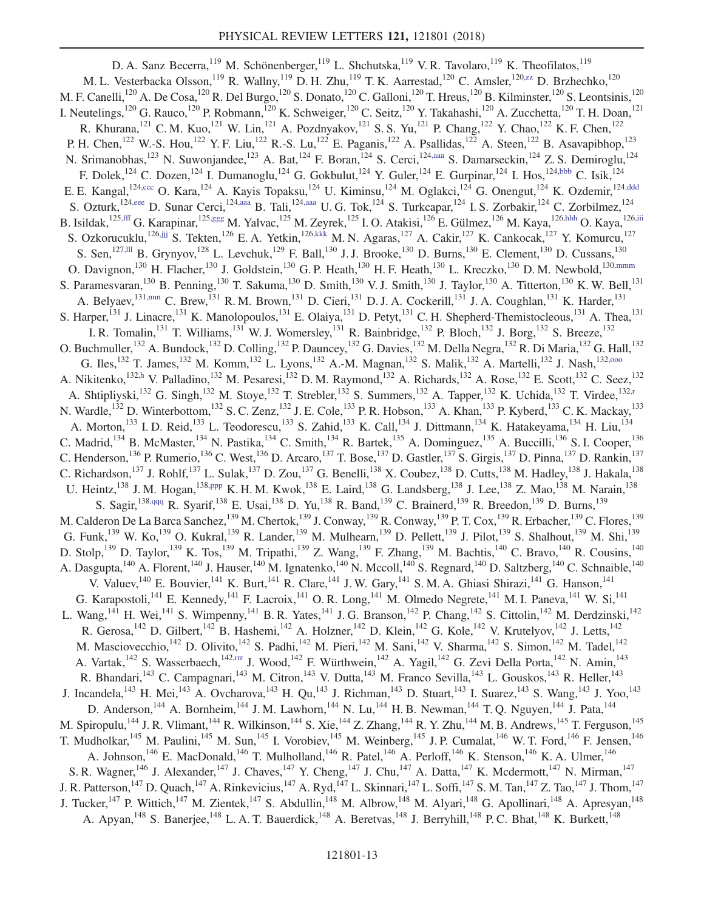D. A. Sanz Becerra,[119] M. Schönenberger,[119] L. Shchutska,[119] V. R. Tavolaro,[119] K. Theofilatos,[119] M. L. Vesterbacka Olsson,[119] R. Wallny,[119] D. H. Zhu,[119] T. K. Aarrestad,[120] C. Amsler,[120,zz] D. Brzhechko,[120] M. F. Canelli,[120] A. De Cosa,[120] R. Del Burgo,[120] S. Donato,[120] C. Galloni,[120] T. Hreus,[120] B. Kilminster,[120] S. Leontsinis,[120] I. Neutelings,[120] G. Rauco,[120] P. Robmann,[120] K. Schweiger,[120] C. Seitz,[120] Y. Takahashi,[120] A. Zucchetta,[120] T. H. Doan,[121] R. Khurana,[121] C. M. Kuo,[121] W. Lin,[121] A. Pozdnyakov,[121] S. S. Yu,[121] P. Chang,[122] Y. Chao,[122] K. F. Chen,[122] P. H. Chen,[122] W.-S. Hou,[122] Y. F. Liu,[122] R.-S. Lu,[122] E. Paganis,[122] A. Psallidas,[122] A. Steen,[122] B. Asavapibhop,[123] N. Srimanobhas,[123] N. Suwonjandee,[123] A. Bat,[124] F. Boran,[124] S. Cerci,[124,aaa] S. Damarseckin,[124] Z. S. Demiroglu,[124] F. Dolek,[124] C. Dozen,[124] I. Dumanoglu,[124] G. Gokbulut,[124] Y. Guler,[124] E. Gurpinar,[124] I. Hos,[124,bbb] C. Isik,[124] E. E. Kangal,[124,ccc] O. Kara,[124] A. Kayis Topaksu,[124] U. Kiminsu,[124] M. Oglakci,[124] G. Onengut,[124] K. Ozdemir,[124,ddd] S. Ozturk,[124,eee] D. Sunar Cerci,[124,aaa] B. Tali,[124,aaa] U. G. Tok,[124] S. Turkcapar,[124] I. S. Zorbakir,[124] C. Zorbilmez,[124] B. Isildak,[125,fff] G. Karapinar,[125,ggg] M. Yalvac,[125] M. Zeyrek,[125] I. O. Atakisi,[126] E. Gülmez,[126] M. Kaya,[126,hhh] O. Kaya,[126,iii] S. Ozkorucuklu,[126,jjj] S. Tekten,[126] E. A. Yetkin,[126,kkk] M. N. Agaras,[127] A. Cakir,[127] K. Cankocak,[127] Y. Komurcu,[127] S. Sen,[127,lll] B. Grynyov,[128] L. Levchuk,[129] F. Ball,[130] J. J. Brooke,[130] D. Burns,[130] E. Clement,[130] D. Cussans,[130] O. Davignon,[130] H. Flacher,[130] J. Goldstein,[130] G. P. Heath,[130] H. F. Heath,[130] L. Kreczko,[130] D. M. Newbold,[130,mmm] S. Paramesvaran,[130] B. Penning,[130] T. Sakuma,[130] D. Smith,[130] V. J. Smith,[130] J. Taylor,[130] A. Titterton,[130] K. W. Bell,[131] A. Belyaev,[131,nnn] C. Brew,[131] R. M. Brown,[131] D. Cieri,[131] D. J. A. Cockerill,[131] J. A. Coughlan,[131] K. Harder,[131] S. Harper,[131] J. Linacre,[131] K. Manolopoulos,[131] E. Olaiya,[131] D. Petyt,[131] C. H. Shepherd-Themistocleous,[131] A. Thea,[131] I. R. Tomalin,[131] T. Williams,[131] W. J. Womersley,[131] R. Bainbridge,[132] P. Bloch,[132] J. Borg,[132] S. Breeze,[132] O. Buchmuller,[132] A. Bundock,[132] D. Colling,[132] P. Dauncey,[132] G. Davies,[132] M. Della Negra,[132] R. Di Maria,[132] G. Hall,[132] G. Iles,[132] T. James,[132] M. Komm,[132] L. Lyons,[132] A.-M. Magnan,[132] S. Malik,[132] A. Martelli,[132] J. Nash,[132,ooo] A. Nikitenko,[132,h] V. Palladino,[132] M. Pesaresi,[132] D. M. Raymond,[132] A. Richards,[132] A. Rose,[132] E. Scott,[132] C. Seez,[132] A. Shtipliyski,[132] G. Singh,[132] M. Stoye,[132] T. Strebler,[132] S. Summers,[132] A. Tapper,[132] K. Uchida,[132] T. Virdee,[132,r] N. Wardle,[132] D. Winterbottom,[132] S. C. Zenz,[132] J. E. Cole,[133] P. R. Hobson,[133] A. Khan,[133] P. Kyberd,[133] C. K. Mackay,[133] A. Morton,[133] I. D. Reid,[133] L. Teodorescu,[133] S. Zahid,[133] K. Call,[134] J. Dittmann,[134] K. Hatakeyama,[134] H. Liu,[134] C. Madrid,[134] B. McMaster,[134] N. Pastika,[134] C. Smith,[134] R. Bartek,[135] A. Dominguez,[135] A. Buccilli,[136] S. I. Cooper,[136] C. Henderson,[136] P. Rumerio,[136] C. West,[136] D. Arcaro,[137] T. Bose,[137] D. Gastler,[137] S. Girgis,[137] D. Pinna,[137] D. Rankin,[137] C. Richardson,[137] J. Rohlf,[137] L. Sulak,[137] D. Zou,[137] G. Benelli,[138] X. Coubez,[138] D. Cutts,[138] M. Hadley,[138] J. Hakala,[138] U. Heintz,[138] J. M. Hogan,[138,ppp] K. H. M. Kwok,[138] E. Laird,[138] G. Landsberg,[138] J. Lee,[138] Z. Mao,[138] M. Narain,[138] S. Sagir,[138,qqq] R. Syarif,[138] E. Usai,[138] D. Yu,[138] R. Band,[139] C. Brainerd,[139] R. Breedon,[139] D. Burns,[139] M. Calderon De La Barca Sanchez,[139] M. Chertok,[139] J. Conway,[139] R. Conway,[139] P. T. Cox,[139] R. Erbacher,[139] C. Flores,[139] G. Funk,[139] W. Ko,[139] O. Kukral,[139] R. Lander,[139] M. Mulhearn,[139] D. Pellett,[139] J. Pilot,[139] S. Shalhout,[139] M. Shi,[139] D. Stolp,[139] D. Taylor,[139] K. Tos,[139] M. Tripathi,[139] Z. Wang,[139] F. Zhang,[139] M. Bachtis,[140] C. Bravo,[140] R. Cousins,[140] A. Dasgupta,[140] A. Florent,[140] J. Hauser,[140] M. Ignatenko,[140] N. Mccoll,[140] S. Regnard,[140] D. Saltzberg,[140] C. Schnaible,[140] V. Valuev,[140] E. Bouvier,[141] K. Burt,[141] R. Clare,[141] J. W. Gary,[141] S. M. A. Ghiasi Shirazi,[141] G. Hanson,[141] G. Karapostoli,[141] E. Kennedy,[141] F. Lacroix,[141] O. R. Long,[141] M. Olmedo Negrete,[141] M. I. Paneva,[141] W. Si,[141] L. Wang,[141] H. Wei,[141] S. Wimpenny,[141] B. R. Yates,[141] J. G. Branson,[142] P. Chang,[142] S. Cittolin,[142] M. Derdzinski,[142] R. Gerosa,[142] D. Gilbert,[142] B. Hashemi,[142] A. Holzner,[142] D. Klein,[142] G. Kole,[142] V. Krutelyov,[142] J. Letts,[142] M. Masciovecchio,[142] D. Olivito,[142] S. Padhi,[142] M. Pieri,[142] M. Sani,[142] V. Sharma,[142] S. Simon,[142] M. Tadel,[142] A. Vartak,[142] S. Wasserbaech,[142,rrr] J. Wood,[142] F. Würthwein,[142] A. Yagil,[142] G. Zevi Della Porta,[142] N. Amin,[143] R. Bhandari,[143] C. Campagnari,[143] M. Citron,[143] V. Dutta,[143] M. Franco Sevilla,[143] L. Gouskos,[143] R. Heller,[143] J. Incandela,[143] H. Mei,[143] A. Ovcharova,[143] H. Qu,[143] J. Richman,[143] D. Stuart,[143] I. Suarez,[143] S. Wang,[143] J. Yoo,[143] D. Anderson,[144] A. Bornheim,[144] J. M. Lawhorn,[144] N. Lu,[144] H. B. Newman,[144] T. Q. Nguyen,[144] J. Pata,[144] M. Spiropulu,[144] J. R. Vlimant,[144] R. Wilkinson,[144] S. Xie,[144] Z. Zhang,[144] R. Y. Zhu,[144] M. B. Andrews,[145] T. Ferguson,[145] T. Mudholkar,[145] M. Paulini,[145] M. Sun,[145] I. Vorobiev,[145] M. Weinberg,[145] J. P. Cumalat,[146] W. T. Ford,[146] F. Jensen,[146] A. Johnson,[146] E. MacDonald,[146] T. Mulholland,[146] R. Patel,[146] A. Perloff,[146] K. Stenson,[146] K. A. Ulmer,[146] S. R. Wagner,[146] J. Alexander,[147] J. Chaves,[147] Y. Cheng,[147] J. Chu,[147] A. Datta,[147] K. Mcdermott,[147] N. Mirman,[147] J. R. Patterson,[147] D. Quach,[147] A. Rinkevicius,[147] A. Ryd,[147] L. Skinnari,[147] L. Soffi,[147] S. M. Tan,[147] Z. Tao,[147] J. Thom,[147] J. Tucker,[147] P. Wittich,[147] M. Zientek,[147] S. Abdullin,[148] M. Albrow,[148] M. Alyari,[148] G. Apollinari,[148] A. Apresyan,[148] A. Apyan,[148] S. Banerjee,[148] L. A. T. Bauerdick,[148] A. Beretvas,[148] J. Berryhill,[148] P. C. Bhat,[148] K. Burkett,[148]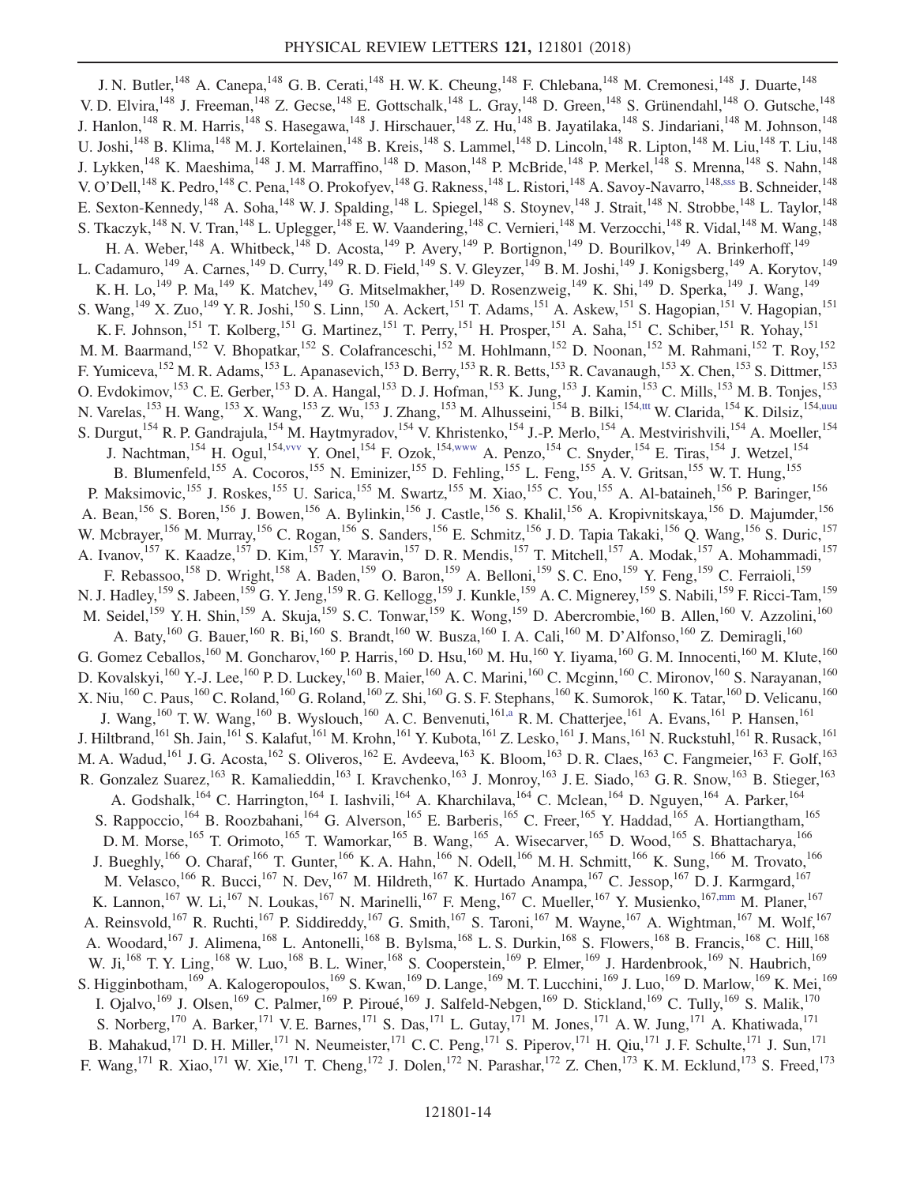J. N. Butler,[148] A. Canepa,[148] G. B. Cerati,[148] H. W. K. Cheung,[148] F. Chlebana,[148] M. Cremonesi,[148] J. Duarte,[148] V. D. Elvira,[148] J. Freeman,[148] Z. Gecse,[148] E. Gottschalk,[148] L. Gray,[148] D. Green,[148] S. Grünendahl,[148] O. Gutsche,[148] J. Hanlon,[148] R. M. Harris,[148] S. Hasegawa,[148] J. Hirschauer,[148] Z. Hu,[148] B. Jayatilaka,[148] S. Jindariani,[148] M. Johnson,[148] U. Joshi,[148] B. Klima,[148] M. J. Kortelainen,[148] B. Kreis,[148] S. Lammel,[148] D. Lincoln,[148] R. Lipton,[148] M. Liu,[148] T. Liu,[148] J. Lykken,[148] K. Maeshima,[148] J. M. Marraffino,[148] D. Mason,[148] P. McBride,[148] P. Merkel,[148] S. Mrenna,[148] S. Nahn,[148] V. O'Dell,[148] K. Pedro,[148] C. Pena,[148] O. Prokofyev,[148] G. Rakness,[148] L. Ristori,[148] A. Savoy-Navarro,[148,sss] B. Schneider,[148] E. Sexton-Kennedy,[148] A. Soha,[148] W. J. Spalding,[148] L. Spiegel,[148] S. Stoynev,[148] J. Strait,[148] N. Strobbe,[148] L. Taylor,[148] S. Tkaczyk,[148] N. V. Tran,[148] L. Uplegger,[148] E. W. Vaandering,[148] C. Vernieri,[148] M. Verzocchi,[148] R. Vidal,[148] M. Wang,[148] H. A. Weber,[148] A. Whitbeck,[148] D. Acosta,[149] P. Avery,[149] P. Bortignon,[149] D. Bourilkov,[149] A. Brinkerhoff,[149] L. Cadamuro,[149] A. Carnes,[149] D. Curry,[149] R. D. Field,[149] S. V. Gleyzer,[149] B. M. Joshi,[149] J. Konigsberg,[149] A. Korytov,[149] K. H. Lo,[149] P. Ma,[149] K. Matchev,[149] G. Mitselmakher,[149] D. Rosenzweig,[149] K. Shi,[149] D. Sperka,[149] J. Wang,[149] S. Wang,[149] X. Zuo,[149] Y. R. Joshi,[150] S. Linn,[150] A. Ackert,[151] T. Adams,[151] A. Askew,[151] S. Hagopian,[151] V. Hagopian,[151] K. F. Johnson,[151] T. Kolberg,[151] G. Martinez,[151] T. Perry,[151] H. Prosper,[151] A. Saha,[151] C. Schiber,[151] R. Yohay,[151] M. M. Baarmand,[152] V. Bhopatkar,[152] S. Colafranceschi,[152] M. Hohlmann,[152] D. Noonan,[152] M. Rahmani,[152] T. Roy,[152] F. Yumiceva,[152] M. R. Adams,[153] L. Apanasevich,[153] D. Berry,[153] R. R. Betts,[153] R. Cavanaugh,[153] X. Chen,[153] S. Dittmer,[153] O. Evdokimov,[153] C. E. Gerber,[153] D. A. Hangal,[153] D. J. Hofman,[153] K. Jung,[153] J. Kamin,[153] C. Mills,[153] M. B. Tonjes,[153] N. Varelas,[153] H. Wang,[153] X. Wang,[153] Z. Wu,[153] J. Zhang,[153] M. Alhusseini,[154] B. Bilki,[154,ttt] W. Clarida,[154] K. Dilsiz,[154,uuu] S. Durgut,[154] R. P. Gandrajula,[154] M. Haytmyradov,[154] V. Khristenko,[154] J.-P. Merlo,[154] A. Mestvirishvili,[154] A. Moeller,[154] J. Nachtman,[154] H. Ogul,[154,vvv] Y. Onel,[154] F. Ozok,[154,www] A. Penzo,[154] C. Snyder,[154] E. Tiras,[154] J. Wetzel,[154] B. Blumenfeld,[155] A. Cocoros,[155] N. Eminizer,[155] D. Fehling,[155] L. Feng,[155] A. V. Gritsan,[155] W. T. Hung,[155] P. Maksimovic,[155] J. Roskes,[155] U. Sarica,[155] M. Swartz,[155] M. Xiao,[155] C. You,[155] A. Al-bataineh,[156] P. Baringer,[156] A. Bean,[156] S. Boren,[156] J. Bowen,[156] A. Bylinkin,[156] J. Castle,[156] S. Khalil,[156] A. Kropivnitskaya,[156] D. Majumder,[156] W. Mcbrayer,[156] M. Murray,[156] C. Rogan,[156] S. Sanders,[156] E. Schmitz,[156] J. D. Tapia Takaki,[156] Q. Wang,[156] S. Duric,[157] A. Ivanov,[157] K. Kaadze,[157] D. Kim,[157] Y. Maravin,[157] D. R. Mendis,[157] T. Mitchell,[157] A. Modak,[157] A. Mohammadi,[157] F. Rebassoo,[158] D. Wright,[158] A. Baden,[159] O. Baron,[159] A. Belloni,[159] S. C. Eno,[159] Y. Feng,[159] C. Ferraioli,[159] N. J. Hadley,[159] S. Jabeen,[159] G. Y. Jeng,[159] R. G. Kellogg,[159] J. Kunkle,[159] A. C. Mignerey,[159] S. Nabili,[159] F. Ricci-Tam,[159] M. Seidel,[159] Y. H. Shin,[159] A. Skuja,[159] S. C. Tonwar,[159] K. Wong,[159] D. Abercrombie,[160] B. Allen,[160] V. Azzolini,[160] A. Baty,[160] G. Bauer,[160] R. Bi,[160] S. Brandt,[160] W. Busza,[160] I. A. Cali,[160] M. D'Alfonso,[160] Z. Demiragli,[160] G. Gomez Ceballos,[160] M. Goncharov,[160] P. Harris,[160] D. Hsu,[160] M. Hu,[160] Y. Iiyama,[160] G. M. Innocenti,[160] M. Klute,[160] D. Kovalskyi,[160] Y.-J. Lee,[160] P. D. Luckey,[160] B. Maier,[160] A. C. Marini,[160] C. Mcginn,[160] C. Mironov,[160] S. Narayanan,[160] X. Niu,[160] C. Paus,[160] C. Roland,[160] G. Roland,[160] Z. Shi,[160] G. S. F. Stephans,[160] K. Sumorok,[160] K. Tatar,[160] D. Velicanu,[160] J. Wang,[160] T. W. Wang,[160] B. Wyslouch,[160] A. C. Benvenuti,[161,a] R. M. Chatterjee,[161] A. Evans,[161] P. Hansen,[161] J. Hiltbrand,[161] Sh. Jain,[161] S. Kalafut,[161] M. Krohn,[161] Y. Kubota,[161] Z. Lesko,[161] J. Mans,[161] N. Ruckstuhl,[161] R. Rusack,[161] M. A. Wadud,[161] J. G. Acosta,[162] S. Oliveros,[162] E. Avdeeva,[163] K. Bloom,[163] D. R. Claes,[163] C. Fangmeier,[163] F. Golf,[163] R. Gonzalez Suarez,[163] R. Kamalieddin,[163] I. Kravchenko,[163] J. Monroy,[163] J. E. Siado,[163] G. R. Snow,[163] B. Stieger,[163] A. Godshalk,[164] C. Harrington,[164] I. Iashvili,[164] A. Kharchilava,[164] C. Mclean,[164] D. Nguyen,[164] A. Parker,[164] S. Rappoccio,[164] B. Roozbahani,[164] G. Alverson,[165] E. Barberis,[165] C. Freer,[165] Y. Haddad,[165] A. Hortiangtham,[165] D. M. Morse,[165] T. Orimoto,[165] T. Wamorkar,[165] B. Wang,[165] A. Wisecarver,[165] D. Wood,[165] S. Bhattacharya,[166] J. Bueghly,[166] O. Charaf,[166] T. Gunter,[166] K. A. Hahn,[166] N. Odell,[166] M. H. Schmitt,[166] K. Sung,[166] M. Trovato,[166] M. Velasco,[166] R. Bucci,[167] N. Dev,[167] M. Hildreth,[167] K. Hurtado Anampa,[167] C. Jessop,[167] D. J. Karmgard,[167] K. Lannon,[167] W. Li,[167] N. Loukas,[167] N. Marinelli,[167] F. Meng,[167] C. Mueller,[167] Y. Musienko,[167,mm] M. Planer,[167] A. Reinsvold,[167] R. Ruchti,[167] P. Siddireddy,[167] G. Smith,[167] S. Taroni,[167] M. Wayne,[167] A. Wightman,[167] M. Wolf,[167] A. Woodard,[167] J. Alimena,[168] L. Antonelli,[168] B. Bylsma,[168] L. S. Durkin,[168] S. Flowers,[168] B. Francis,[168] C. Hill,[168] W. Ji,[168] T. Y. Ling,[168] W. Luo,[168] B. L. Winer,[168] S. Cooperstein,[169] P. Elmer,[169] J. Hardenbrook,[169] N. Haubrich,[169] S. Higginbotham,[169] A. Kalogeropoulos,[169] S. Kwan,[169] D. Lange,[169] M. T. Lucchini,[169] J. Luo,[169] D. Marlow,[169] K. Mei,[169] I. Ojalvo,[169] J. Olsen,[169] C. Palmer,[169] P. Piroué,[169] J. Salfeld-Nebgen,[169] D. Stickland,[169] C. Tully,[169] S. Malik,[170] S. Norberg,[170] A. Barker,[171] V. E. Barnes,[171] S. Das,[171] L. Gutay,[171] M. Jones,[171] A. W. Jung,[171] A. Khatiwada,[171] B. Mahakud,[171] D. H. Miller,[171] N. Neumeister,[171] C. C. Peng,[171] S. Piperov,[171] H. Qiu,[171] J. F. Schulte,[171] J. Sun,[171] F. Wang,[171] R. Xiao,[171] W. Xie,[171] T. Cheng,[172] J. Dolen,[172] N. Parashar,[172] Z. Chen,[173] K. M. Ecklund,[173] S. Freed,[173]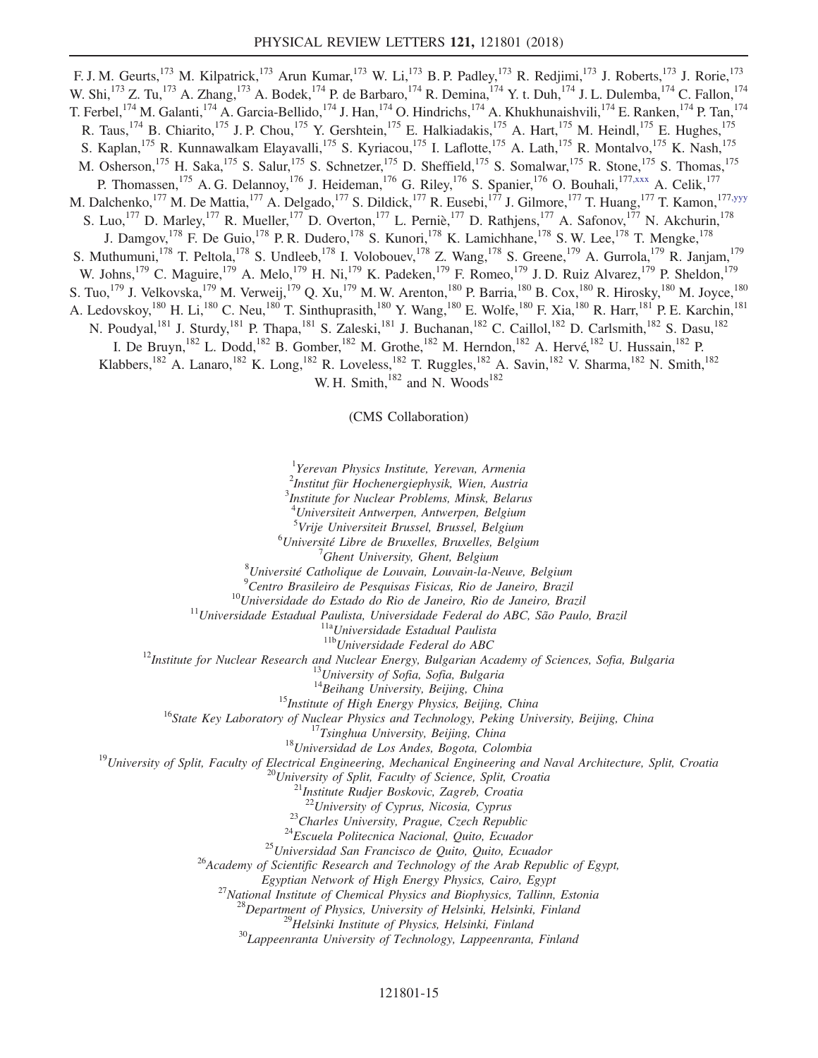F. J. M. Geurts,[173] M. Kilpatrick,[173] Arun Kumar,[173] W. Li,[173] B. P. Padley,[173] R. Redjimi,[173] J. Roberts,[173] J. Rorie,[173] W. Shi,[173] Z. Tu,[173] A. Zhang,[173] A. Bodek,[174] P. de Barbaro,[174] R. Demina,[174] Y. t. Duh,[174] J. L. Dulemba,[174] C. Fallon,[174] T. Ferbel,[174] M. Galanti,[174] A. Garcia-Bellido,[174] J. Han,[174] O. Hindrichs,[174] A. Khukhunaishvili,[174] E. Ranken,[174] P. Tan,[174] R. Taus,[174] B. Chiarito,[175] J. P. Chou,[175] Y. Gershtein,[175] E. Halkiadakis,[175] A. Hart,[175] M. Heindl,[175] E. Hughes,[175] S. Kaplan,[175] R. Kunnawalkam Elayavalli,[175] S. Kyriacou,[175] I. Laflotte,[175] A. Lath,[175] R. Montalvo,[175] K. Nash,[175] M. Osherson,[175] H. Saka,[175] S. Salur,[175] S. Schnetzer,[175] D. Sheffield,[175] S. Somalwar,[175] R. Stone,[175] S. Thomas,[175] P. Thomassen,[175] A. G. Delannoy,[176] J. Heideman,[176] G. Riley,[176] S. Spanier,[176] O. Bouhali,[177,xxx] A. Celik,[177] M. Dalchenko,[177] M. De Mattia,[177] A. Delgado,[177] S. Dildick,[177] R. Eusebi,[177] J. Gilmore,[177] T. Huang,[177] T. Kamon,[177,yyy] S. Luo,[177] D. Marley,[177] R. Mueller,[177] D. Overton,[177] L. Perniè,[177] D. Rathjens,[177] A. Safonov,[177] N. Akchurin,[178] J. Damgov,[178] F. De Guio,[178] P. R. Dudero,[178] S. Kunori,[178] K. Lamichhane,[178] S. W. Lee,[178] T. Mengke,[178] S. Muthumuni,[178] T. Peltola,[178] S. Undleeb,[178] I. Volobouev,[178] Z. Wang,[178] S. Greene,[179] A. Gurrola,[179] R. Janjam,[179] W. Johns,[179] C. Maguire,[179] A. Melo,[179] H. Ni,[179] K. Padeken,[179] F. Romeo,[179] J. D. Ruiz Alvarez,[179] P. Sheldon,[179] S. Tuo,[179] J. Velkovska,[179] M. Verweij,[179] Q. Xu,[179] M. W. Arenton,[180] P. Barria,[180] B. Cox,[180] R. Hirosky,[180] M. Joyce,[180] A. Ledovskoy,[180] H. Li,[180] C. Neu,[180] T. Sinthuprasith,[180] Y. Wang,[180] E. Wolfe,[180] F. Xia,[180] R. Harr,[181] P. E. Karchin,[181] N. Poudyal,[181] J. Sturdy,[181] P. Thapa,[181] S. Zaleski,[181] J. Buchanan,[182] C. Caillol,[182] D. Carlsmith,[182] S. Dasu,[182] I. De Bruyn,[182] L. Dodd,[182] B. Gomber,[182] M. Grothe,[182] M. Herndon,[182] A. Hervé,[182] U. Hussain,[182] P. Klabbers,[182] A. Lanaro,[182] K. Long,[182] R. Loveless,[182] T. Ruggles,[182] A. Savin,[182] V. Sharma,[182] N. Smith,[182] W. H. Smith,[182] and N. Woods[182]

(CMS Collaboration)

[1]*Yerevan Physics Institute, Yerevan, Armenia*
[2]*Institut für Hochenergiephysik, Wien, Austria*
[3]*Institute for Nuclear Problems, Minsk, Belarus*
[4]*Universiteit Antwerpen, Antwerpen, Belgium*
[5]*Vrije Universiteit Brussel, Brussel, Belgium*
[6]*Université Libre de Bruxelles, Bruxelles, Belgium*
[7]*Ghent University, Ghent, Belgium*
[8]*Université Catholique de Louvain, Louvain-la-Neuve, Belgium*
[9]*Centro Brasileiro de Pesquisas Fisicas, Rio de Janeiro, Brazil*
[10]*Universidade do Estado do Rio de Janeiro, Rio de Janeiro, Brazil*
[11]*Universidade Estadual Paulista, Universidade Federal do ABC, São Paulo, Brazil*
[11a]*Universidade Estadual Paulista*
[11b]*Universidade Federal do ABC*
[12]*Institute for Nuclear Research and Nuclear Energy, Bulgarian Academy of Sciences, Sofia, Bulgaria*
[13]*University of Sofia, Sofia, Bulgaria*
[14]*Beihang University, Beijing, China*
[15]*Institute of High Energy Physics, Beijing, China*
[16]*State Key Laboratory of Nuclear Physics and Technology, Peking University, Beijing, China*
[17]*Tsinghua University, Beijing, China*
[18]*Universidad de Los Andes, Bogota, Colombia*
[19]*University of Split, Faculty of Electrical Engineering, Mechanical Engineering and Naval Architecture, Split, Croatia*
[20]*University of Split, Faculty of Science, Split, Croatia*
[21]*Institute Rudjer Boskovic, Zagreb, Croatia*
[22]*University of Cyprus, Nicosia, Cyprus*
[23]*Charles University, Prague, Czech Republic*
[24]*Escuela Politecnica Nacional, Quito, Ecuador*
[25]*Universidad San Francisco de Quito, Quito, Ecuador*
[26]*Academy of Scientific Research and Technology of the Arab Republic of Egypt, Egyptian Network of High Energy Physics, Cairo, Egypt*
[27]*National Institute of Chemical Physics and Biophysics, Tallinn, Estonia*
[28]*Department of Physics, University of Helsinki, Helsinki, Finland*
[29]*Helsinki Institute of Physics, Helsinki, Finland*
[30]*Lappeenranta University of Technology, Lappeenranta, Finland*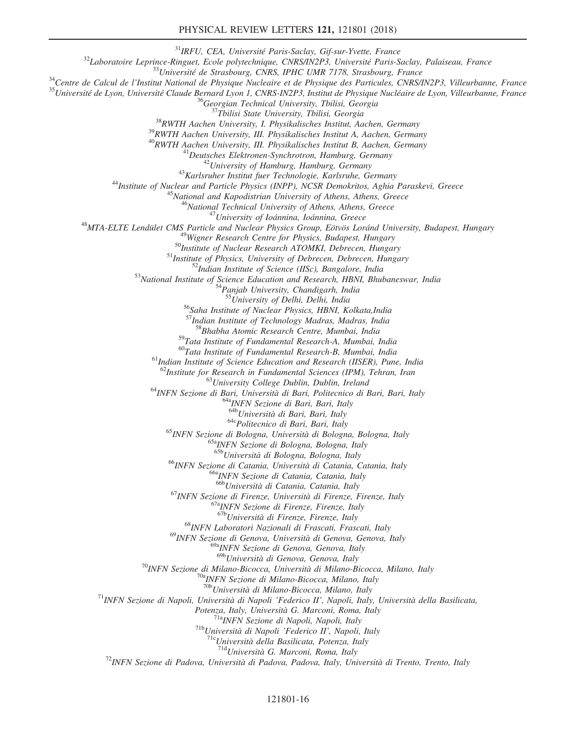[31]IRFU, CEA, Université Paris-Saclay, Gif-sur-Yvette, France
[32]Laboratoire Leprince-Ringuet, Ecole polytechnique, CNRS/IN2P3, Université Paris-Saclay, Palaiseau, France
[33]Université de Strasbourg, CNRS, IPHC UMR 7178, Strasbourg, France
[34]Centre de Calcul de l'Institut National de Physique Nucleaire et de Physique des Particules, CNRS/IN2P3, Villeurbanne, France
[35]Université de Lyon, Université Claude Bernard Lyon 1, CNRS-IN2P3, Institut de Physique Nucléaire de Lyon, Villeurbanne, France
[36]Georgian Technical University, Tbilisi, Georgia
[37]Tbilisi State University, Tbilisi, Georgia
[38]RWTH Aachen University, I. Physikalisches Institut, Aachen, Germany
[39]RWTH Aachen University, III. Physikalisches Institut A, Aachen, Germany
[40]RWTH Aachen University, III. Physikalisches Institut B, Aachen, Germany
[41]Deutsches Elektronen-Synchrotron, Hamburg, Germany
[42]University of Hamburg, Hamburg, Germany
[43]Karlsruher Institut fuer Technologie, Karlsruhe, Germany
[44]Institute of Nuclear and Particle Physics (INPP), NCSR Demokritos, Aghia Paraskevi, Greece
[45]National and Kapodistrian University of Athens, Athens, Greece
[46]National Technical University of Athens, Athens, Greece
[47]University of Ioánnina, Ioánnina, Greece
[48]MTA-ELTE Lendület CMS Particle and Nuclear Physics Group, Eötvös Loránd University, Budapest, Hungary
[49]Wigner Research Centre for Physics, Budapest, Hungary
[50]Institute of Nuclear Research ATOMKI, Debrecen, Hungary
[51]Institute of Physics, University of Debrecen, Debrecen, Hungary
[52]Indian Institute of Science (IISc), Bangalore, India
[53]National Institute of Science Education and Research, HBNI, Bhubaneswar, India
[54]Panjab University, Chandigarh, India
[55]University of Delhi, Delhi, India
[56]Saha Institute of Nuclear Physics, HBNI, Kolkata,India
[57]Indian Institute of Technology Madras, Madras, India
[58]Bhabha Atomic Research Centre, Mumbai, India
[59]Tata Institute of Fundamental Research-A, Mumbai, India
[60]Tata Institute of Fundamental Research-B, Mumbai, India
[61]Indian Institute of Science Education and Research (IISER), Pune, India
[62]Institute for Research in Fundamental Sciences (IPM), Tehran, Iran
[63]University College Dublin, Dublin, Ireland
[64]INFN Sezione di Bari, Università di Bari, Politecnico di Bari, Bari, Italy
[64a]INFN Sezione di Bari, Bari, Italy
[64b]Università di Bari, Bari, Italy
[64c]Politecnico di Bari, Bari, Italy
[65]INFN Sezione di Bologna, Università di Bologna, Bologna, Italy
[65a]INFN Sezione di Bologna, Bologna, Italy
[65b]Università di Bologna, Bologna, Italy
[66]INFN Sezione di Catania, Università di Catania, Catania, Italy
[66a]INFN Sezione di Catania, Catania, Italy
[66b]Università di Catania, Catania, Italy
[67]INFN Sezione di Firenze, Università di Firenze, Firenze, Italy
[67a]INFN Sezione di Firenze, Firenze, Italy
[67b]Università di Firenze, Firenze, Italy
[68]INFN Laboratori Nazionali di Frascati, Frascati, Italy
[69]INFN Sezione di Genova, Università di Genova, Genova, Italy
[69a]INFN Sezione di Genova, Genova, Italy
[69b]Università di Genova, Genova, Italy
[70]INFN Sezione di Milano-Bicocca, Università di Milano-Bicocca, Milano, Italy
[70a]INFN Sezione di Milano-Bicocca, Milano, Italy
[70b]Università di Milano-Bicocca, Milano, Italy
[71]INFN Sezione di Napoli, Università di Napoli 'Federico II', Napoli, Italy, Università della Basilicata, Potenza, Italy, Università G. Marconi, Roma, Italy
[71a]INFN Sezione di Napoli, Napoli, Italy
[71b]Università di Napoli 'Federico II', Napoli, Italy
[71c]Università della Basilicata, Potenza, Italy
[71d]Università G. Marconi, Roma, Italy
[72]INFN Sezione di Padova, Università di Padova, Padova, Italy, Università di Trento, Trento, Italy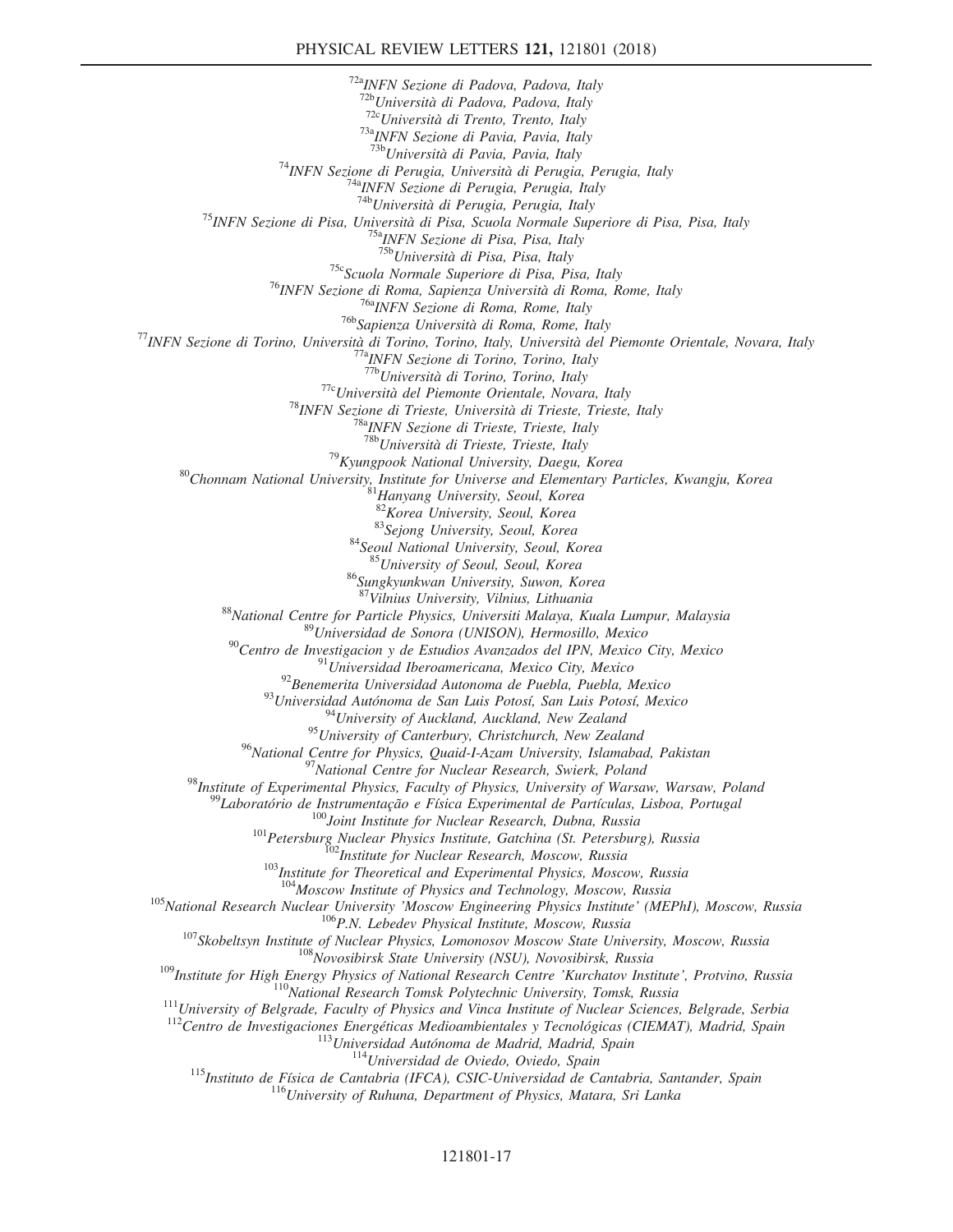[72a]*INFN Sezione di Padova, Padova, Italy*
[72b]*Università di Padova, Padova, Italy*
[72c]*Università di Trento, Trento, Italy*
[73a]*INFN Sezione di Pavia, Pavia, Italy*
[73b]*Università di Pavia, Pavia, Italy*
[74]*INFN Sezione di Perugia, Università di Perugia, Perugia, Italy*
[74a]*INFN Sezione di Perugia, Perugia, Italy*
[74b]*Università di Perugia, Perugia, Italy*
[75]*INFN Sezione di Pisa, Università di Pisa, Scuola Normale Superiore di Pisa, Pisa, Italy*
[75a]*INFN Sezione di Pisa, Pisa, Italy*
[75b]*Università di Pisa, Pisa, Italy*
[75c]*Scuola Normale Superiore di Pisa, Pisa, Italy*
[76]*INFN Sezione di Roma, Sapienza Università di Roma, Rome, Italy*
[76a]*INFN Sezione di Roma, Rome, Italy*
[76b]*Sapienza Università di Roma, Rome, Italy*
[77]*INFN Sezione di Torino, Università di Torino, Torino, Italy, Università del Piemonte Orientale, Novara, Italy*
[77a]*INFN Sezione di Torino, Torino, Italy*
[77b]*Università di Torino, Torino, Italy*
[77c]*Università del Piemonte Orientale, Novara, Italy*
[78]*INFN Sezione di Trieste, Università di Trieste, Trieste, Italy*
[78a]*INFN Sezione di Trieste, Trieste, Italy*
[78b]*Università di Trieste, Trieste, Italy*
[79]*Kyungpook National University, Daegu, Korea*
[80]*Chonnam National University, Institute for Universe and Elementary Particles, Kwangju, Korea*
[81]*Hanyang University, Seoul, Korea*
[82]*Korea University, Seoul, Korea*
[83]*Sejong University, Seoul, Korea*
[84]*Seoul National University, Seoul, Korea*
[85]*University of Seoul, Seoul, Korea*
[86]*Sungkyunkwan University, Suwon, Korea*
[87]*Vilnius University, Vilnius, Lithuania*
[88]*National Centre for Particle Physics, Universiti Malaya, Kuala Lumpur, Malaysia*
[89]*Universidad de Sonora (UNISON), Hermosillo, Mexico*
[90]*Centro de Investigacion y de Estudios Avanzados del IPN, Mexico City, Mexico*
[91]*Universidad Iberoamericana, Mexico City, Mexico*
[92]*Benemerita Universidad Autonoma de Puebla, Puebla, Mexico*
[93]*Universidad Autónoma de San Luis Potosí, San Luis Potosí, Mexico*
[94]*University of Auckland, Auckland, New Zealand*
[95]*University of Canterbury, Christchurch, New Zealand*
[96]*National Centre for Physics, Quaid-I-Azam University, Islamabad, Pakistan*
[97]*National Centre for Nuclear Research, Swierk, Poland*
[98]*Institute of Experimental Physics, Faculty of Physics, University of Warsaw, Warsaw, Poland*
[99]*Laboratório de Instrumentação e Física Experimental de Partículas, Lisboa, Portugal*
[100]*Joint Institute for Nuclear Research, Dubna, Russia*
[101]*Petersburg Nuclear Physics Institute, Gatchina (St. Petersburg), Russia*
[102]*Institute for Nuclear Research, Moscow, Russia*
[103]*Institute for Theoretical and Experimental Physics, Moscow, Russia*
[104]*Moscow Institute of Physics and Technology, Moscow, Russia*
[105]*National Research Nuclear University 'Moscow Engineering Physics Institute' (MEPhI), Moscow, Russia*
[106]*P.N. Lebedev Physical Institute, Moscow, Russia*
[107]*Skobeltsyn Institute of Nuclear Physics, Lomonosov Moscow State University, Moscow, Russia*
[108]*Novosibirsk State University (NSU), Novosibirsk, Russia*
[109]*Institute for High Energy Physics of National Research Centre 'Kurchatov Institute', Protvino, Russia*
[110]*National Research Tomsk Polytechnic University, Tomsk, Russia*
[111]*University of Belgrade, Faculty of Physics and Vinca Institute of Nuclear Sciences, Belgrade, Serbia*
[112]*Centro de Investigaciones Energéticas Medioambientales y Tecnológicas (CIEMAT), Madrid, Spain*
[113]*Universidad Autónoma de Madrid, Madrid, Spain*
[114]*Universidad de Oviedo, Oviedo, Spain*
[115]*Instituto de Física de Cantabria (IFCA), CSIC-Universidad de Cantabria, Santander, Spain*
[116]*University of Ruhuna, Department of Physics, Matara, Sri Lanka*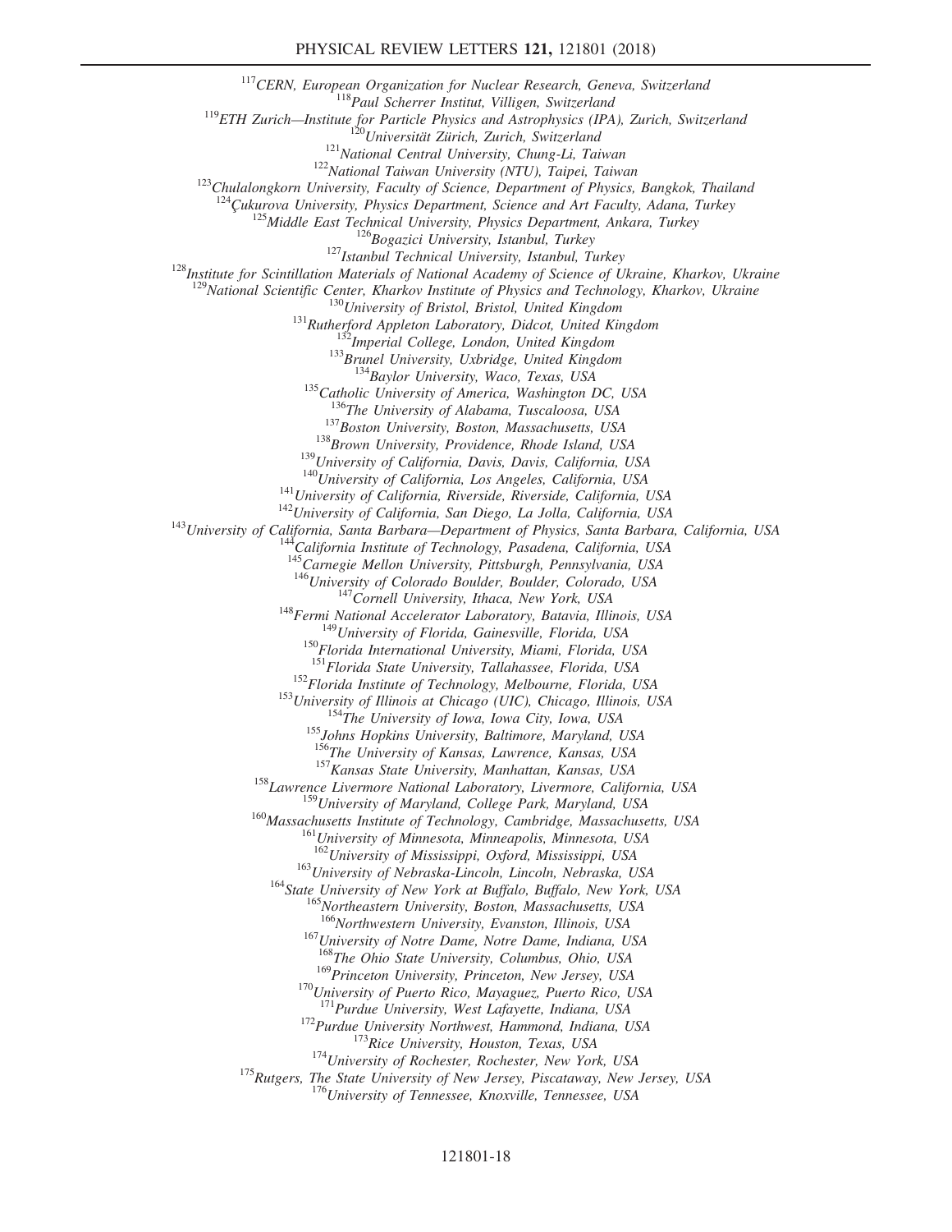[117]*CERN, European Organization for Nuclear Research, Geneva, Switzerland*
[118]*Paul Scherrer Institut, Villigen, Switzerland*
[119]*ETH Zurich—Institute for Particle Physics and Astrophysics (IPA), Zurich, Switzerland*
[120]*Universität Zürich, Zurich, Switzerland*
[121]*National Central University, Chung-Li, Taiwan*
[122]*National Taiwan University (NTU), Taipei, Taiwan*
[123]*Chulalongkorn University, Faculty of Science, Department of Physics, Bangkok, Thailand*
[124]*Çukurova University, Physics Department, Science and Art Faculty, Adana, Turkey*
[125]*Middle East Technical University, Physics Department, Ankara, Turkey*
[126]*Bogazici University, Istanbul, Turkey*
[127]*Istanbul Technical University, Istanbul, Turkey*
[128]*Institute for Scintillation Materials of National Academy of Science of Ukraine, Kharkov, Ukraine*
[129]*National Scientific Center, Kharkov Institute of Physics and Technology, Kharkov, Ukraine*
[130]*University of Bristol, Bristol, United Kingdom*
[131]*Rutherford Appleton Laboratory, Didcot, United Kingdom*
[132]*Imperial College, London, United Kingdom*
[133]*Brunel University, Uxbridge, United Kingdom*
[134]*Baylor University, Waco, Texas, USA*
[135]*Catholic University of America, Washington DC, USA*
[136]*The University of Alabama, Tuscaloosa, USA*
[137]*Boston University, Boston, Massachusetts, USA*
[138]*Brown University, Providence, Rhode Island, USA*
[139]*University of California, Davis, Davis, California, USA*
[140]*University of California, Los Angeles, California, USA*
[141]*University of California, Riverside, Riverside, California, USA*
[142]*University of California, San Diego, La Jolla, California, USA*
[143]*University of California, Santa Barbara—Department of Physics, Santa Barbara, California, USA*
[144]*California Institute of Technology, Pasadena, California, USA*
[145]*Carnegie Mellon University, Pittsburgh, Pennsylvania, USA*
[146]*University of Colorado Boulder, Boulder, Colorado, USA*
[147]*Cornell University, Ithaca, New York, USA*
[148]*Fermi National Accelerator Laboratory, Batavia, Illinois, USA*
[149]*University of Florida, Gainesville, Florida, USA*
[150]*Florida International University, Miami, Florida, USA*
[151]*Florida State University, Tallahassee, Florida, USA*
[152]*Florida Institute of Technology, Melbourne, Florida, USA*
[153]*University of Illinois at Chicago (UIC), Chicago, Illinois, USA*
[154]*The University of Iowa, Iowa City, Iowa, USA*
[155]*Johns Hopkins University, Baltimore, Maryland, USA*
[156]*The University of Kansas, Lawrence, Kansas, USA*
[157]*Kansas State University, Manhattan, Kansas, USA*
[158]*Lawrence Livermore National Laboratory, Livermore, California, USA*
[159]*University of Maryland, College Park, Maryland, USA*
[160]*Massachusetts Institute of Technology, Cambridge, Massachusetts, USA*
[161]*University of Minnesota, Minneapolis, Minnesota, USA*
[162]*University of Mississippi, Oxford, Mississippi, USA*
[163]*University of Nebraska-Lincoln, Lincoln, Nebraska, USA*
[164]*State University of New York at Buffalo, Buffalo, New York, USA*
[165]*Northeastern University, Boston, Massachusetts, USA*
[166]*Northwestern University, Evanston, Illinois, USA*
[167]*University of Notre Dame, Notre Dame, Indiana, USA*
[168]*The Ohio State University, Columbus, Ohio, USA*
[169]*Princeton University, Princeton, New Jersey, USA*
[170]*University of Puerto Rico, Mayaguez, Puerto Rico, USA*
[171]*Purdue University, West Lafayette, Indiana, USA*
[172]*Purdue University Northwest, Hammond, Indiana, USA*
[173]*Rice University, Houston, Texas, USA*
[174]*University of Rochester, Rochester, New York, USA*
[175]*Rutgers, The State University of New Jersey, Piscataway, New Jersey, USA*
[176]*University of Tennessee, Knoxville, Tennessee, USA*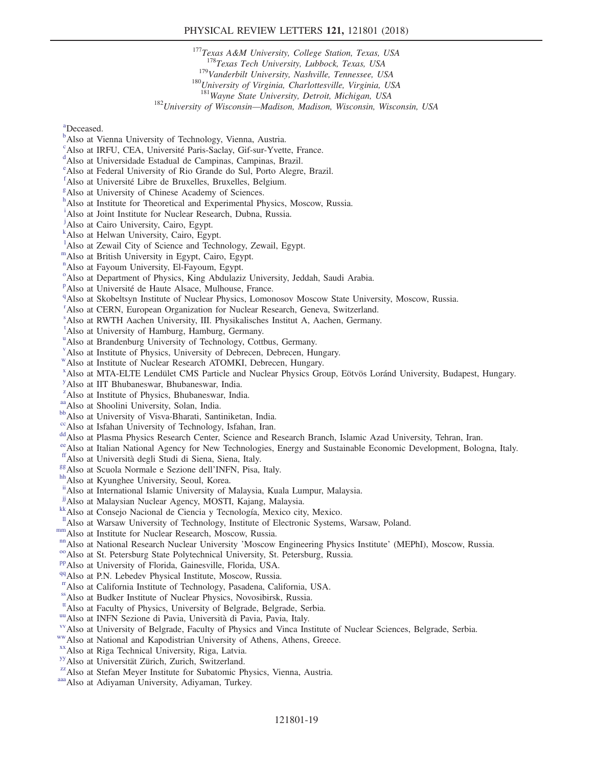[177]*Texas A&M University, College Station, Texas, USA*
[178]*Texas Tech University, Lubbock, Texas, USA*
[179]*Vanderbilt University, Nashville, Tennessee, USA*
[180]*University of Virginia, Charlottesville, Virginia, USA*
[181]*Wayne State University, Detroit, Michigan, USA*
[182]*University of Wisconsin—Madison, Madison, Wisconsin, Wisconsin, USA*

[a]Deceased.
[b]Also at Vienna University of Technology, Vienna, Austria.
[c]Also at IRFU, CEA, Université Paris-Saclay, Gif-sur-Yvette, France.
[d]Also at Universidade Estadual de Campinas, Campinas, Brazil.
[e]Also at Federal University of Rio Grande do Sul, Porto Alegre, Brazil.
[f]Also at Université Libre de Bruxelles, Bruxelles, Belgium.
[g]Also at University of Chinese Academy of Sciences.
[h]Also at Institute for Theoretical and Experimental Physics, Moscow, Russia.
[i]Also at Joint Institute for Nuclear Research, Dubna, Russia.
[j]Also at Cairo University, Cairo, Egypt.
[k]Also at Helwan University, Cairo, Egypt.
[l]Also at Zewail City of Science and Technology, Zewail, Egypt.
[m]Also at British University in Egypt, Cairo, Egypt.
[n]Also at Fayoum University, El-Fayoum, Egypt.
[o]Also at Department of Physics, King Abdulaziz University, Jeddah, Saudi Arabia.
[p]Also at Université de Haute Alsace, Mulhouse, France.
[q]Also at Skobeltsyn Institute of Nuclear Physics, Lomonosov Moscow State University, Moscow, Russia.
[r]Also at CERN, European Organization for Nuclear Research, Geneva, Switzerland.
[s]Also at RWTH Aachen University, III. Physikalisches Institut A, Aachen, Germany.
[t]Also at University of Hamburg, Hamburg, Germany.
[u]Also at Brandenburg University of Technology, Cottbus, Germany.
[v]Also at Institute of Physics, University of Debrecen, Debrecen, Hungary.
[w]Also at Institute of Nuclear Research ATOMKI, Debrecen, Hungary.
[x]Also at MTA-ELTE Lendület CMS Particle and Nuclear Physics Group, Eötvös Loránd University, Budapest, Hungary.
[y]Also at IIT Bhubaneswar, Bhubaneswar, India.
[z]Also at Institute of Physics, Bhubaneswar, India.
[aa]Also at Shoolini University, Solan, India.
[bb]Also at University of Visva-Bharati, Santiniketan, India.
[cc]Also at Isfahan University of Technology, Isfahan, Iran.
[dd]Also at Plasma Physics Research Center, Science and Research Branch, Islamic Azad University, Tehran, Iran.
[ee]Also at Italian National Agency for New Technologies, Energy and Sustainable Economic Development, Bologna, Italy.
[ff]Also at Università degli Studi di Siena, Siena, Italy.
[gg]Also at Scuola Normale e Sezione dell'INFN, Pisa, Italy.
[hh]Also at Kyunghee University, Seoul, Korea.
[ii]Also at International Islamic University of Malaysia, Kuala Lumpur, Malaysia.
[jj]Also at Malaysian Nuclear Agency, MOSTI, Kajang, Malaysia.
[kk]Also at Consejo Nacional de Ciencia y Tecnología, Mexico city, Mexico.
[ll]Also at Warsaw University of Technology, Institute of Electronic Systems, Warsaw, Poland.
[mm]Also at Institute for Nuclear Research, Moscow, Russia.
[nn]Also at National Research Nuclear University 'Moscow Engineering Physics Institute' (MEPhI), Moscow, Russia.
[oo]Also at St. Petersburg State Polytechnical University, St. Petersburg, Russia.
[pp]Also at University of Florida, Gainesville, Florida, USA.
[qq]Also at P.N. Lebedev Physical Institute, Moscow, Russia.
[rr]Also at California Institute of Technology, Pasadena, California, USA.
[ss]Also at Budker Institute of Nuclear Physics, Novosibirsk, Russia.
[tt]Also at Faculty of Physics, University of Belgrade, Belgrade, Serbia.
[uu]Also at INFN Sezione di Pavia, Università di Pavia, Pavia, Italy.
[vv]Also at University of Belgrade, Faculty of Physics and Vinca Institute of Nuclear Sciences, Belgrade, Serbia.
[ww]Also at National and Kapodistrian University of Athens, Athens, Greece.
[xx]Also at Riga Technical University, Riga, Latvia.
[yy]Also at Universität Zürich, Zurich, Switzerland.
[zz]Also at Stefan Meyer Institute for Subatomic Physics, Vienna, Austria.
[aaa]Also at Adiyaman University, Adiyaman, Turkey.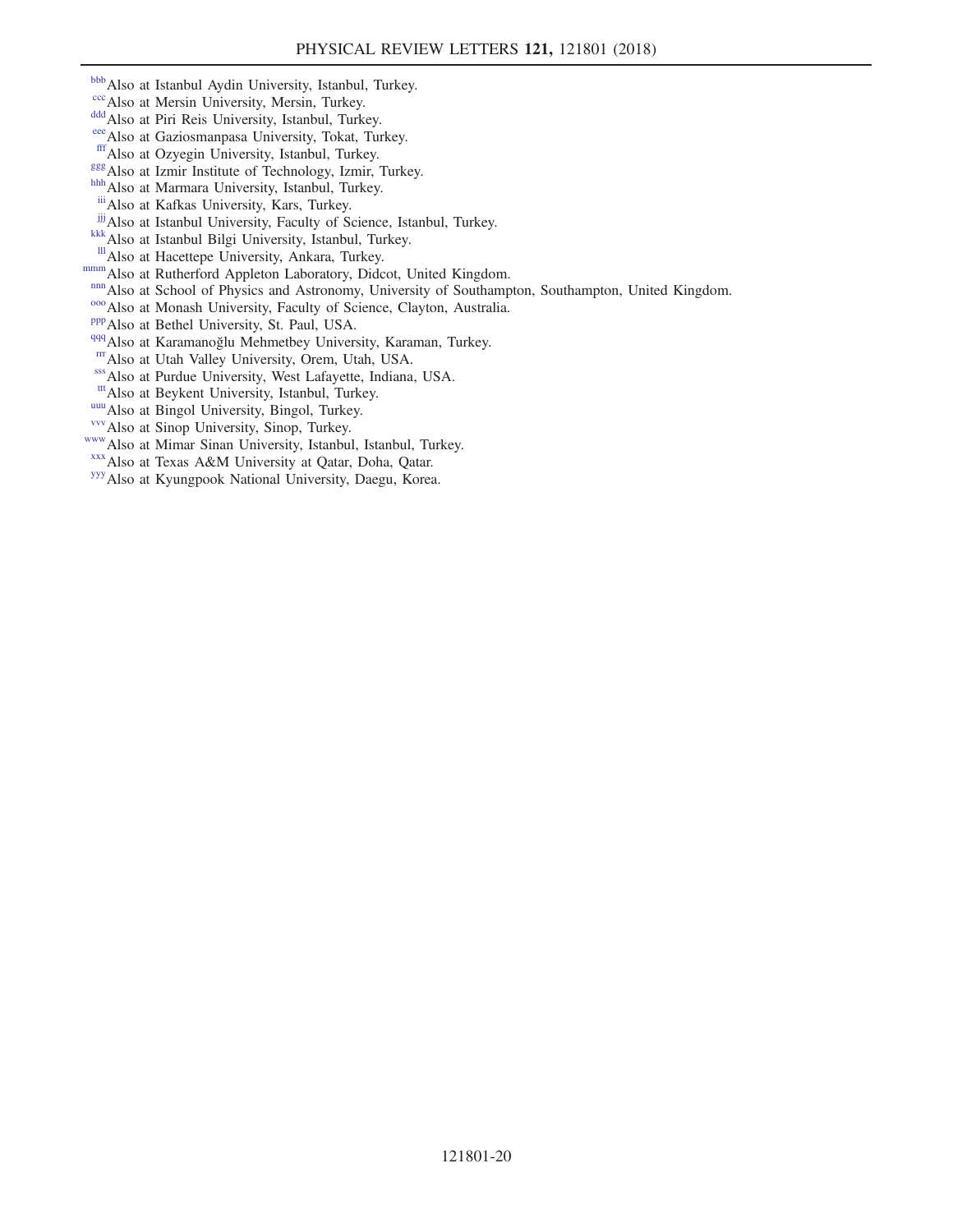[bbb]Also at Istanbul Aydin University, Istanbul, Turkey.
[ccc]Also at Mersin University, Mersin, Turkey.
[ddd]Also at Piri Reis University, Istanbul, Turkey.
[eee]Also at Gaziosmanpasa University, Tokat, Turkey.
[fff]Also at Ozyegin University, Istanbul, Turkey.
[ggg]Also at Izmir Institute of Technology, Izmir, Turkey.
[hhh]Also at Marmara University, Istanbul, Turkey.
[iii]Also at Kafkas University, Kars, Turkey.
[jjj]Also at Istanbul University, Faculty of Science, Istanbul, Turkey.
[kkk]Also at Istanbul Bilgi University, Istanbul, Turkey.
[lll]Also at Hacettepe University, Ankara, Turkey.
[mmm]Also at Rutherford Appleton Laboratory, Didcot, United Kingdom.
[nnn]Also at School of Physics and Astronomy, University of Southampton, Southampton, United Kingdom.
[ooo]Also at Monash University, Faculty of Science, Clayton, Australia.
[ppp]Also at Bethel University, St. Paul, USA.
[qqq]Also at Karamanoğlu Mehmetbey University, Karaman, Turkey.
[rrr]Also at Utah Valley University, Orem, Utah, USA.
[sss]Also at Purdue University, West Lafayette, Indiana, USA.
[ttt]Also at Beykent University, Istanbul, Turkey.
[uuu]Also at Bingol University, Bingol, Turkey.
[vvv]Also at Sinop University, Sinop, Turkey.
[www]Also at Mimar Sinan University, Istanbul, Istanbul, Turkey.
[xxx]Also at Texas A&M University at Qatar, Doha, Qatar.
[yyy]Also at Kyungpook National University, Daegu, Korea.